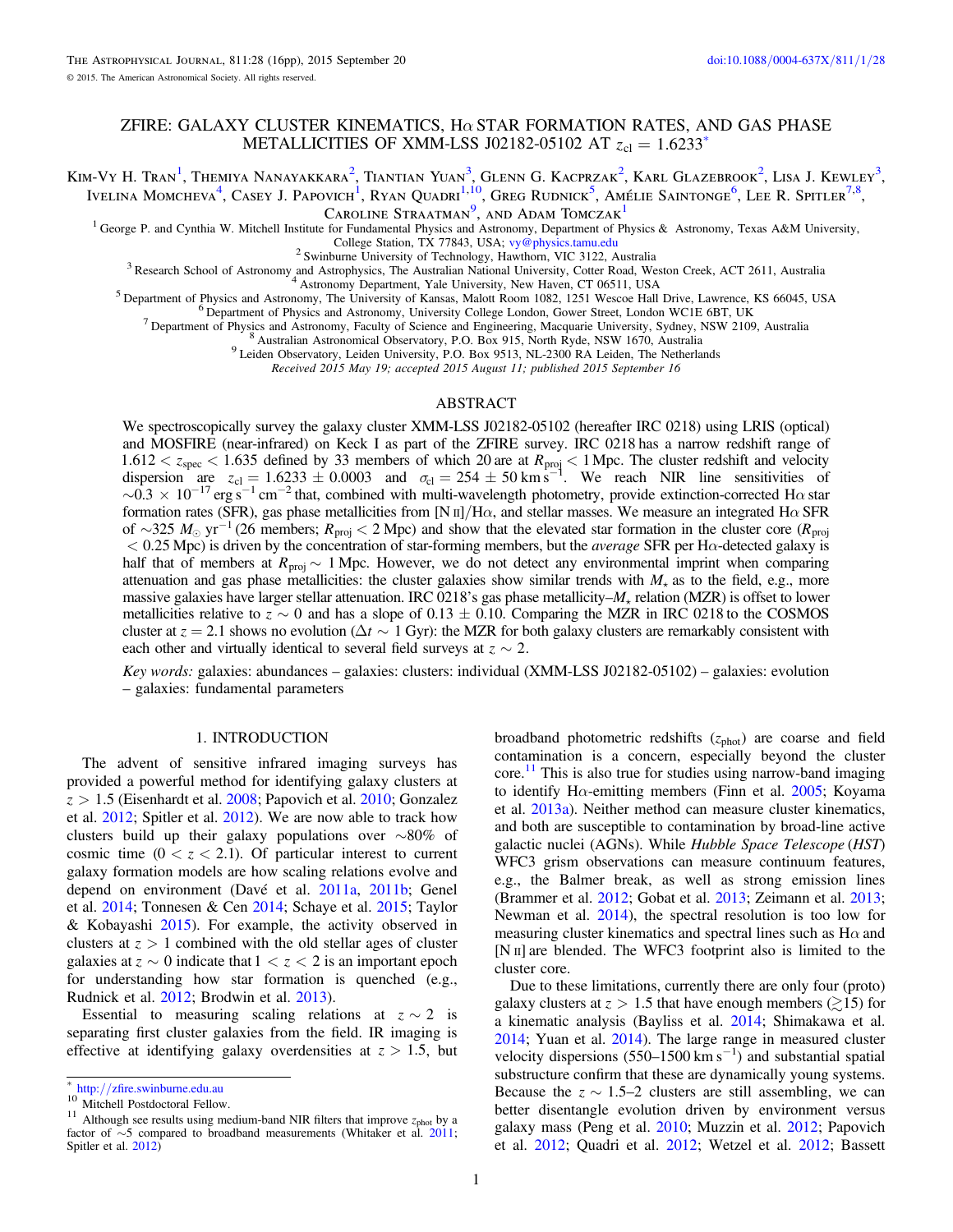# ZFIRE: GALAXY CLUSTER KINEMATICS, Hα STAR FORMATION RATES, AND GAS PHASE METALLICITIES OF XMM-LSS J02182-05102 AT $z_{cl} = 1.6233$[*]

Kim-Vy H. Tran[1], Themiya Nanayakkara[2], Tiantian Yuan[3], Glenn G. Kacprzak[2], Karl Glazebrook[2], Lisa J. Kewley[3], Ivelina Momcheva[4], Casey J. Papovich[1], Ryan Quadri[1,10], Greg Rudnick[5], Amélie Saintonge[6], Lee R. Spitler[7,8], Caroline Straatman[9], and Adam Tomczak[1]

[1] George P. and Cynthia W. Mitchell Institute for Fundamental Physics and Astronomy, Department of Physics & Astronomy, Texas A&M University, College Station, TX 77843, USA; vy@physics.tamu.edu

[2] Swinburne University of Technology, Hawthorn, VIC 3122, Australia

[3] Research School of Astronomy and Astrophysics, The Australian National University, Cotter Road, Weston Creek, ACT 2611, Australia

[4] Astronomy Department, Yale University, New Haven, CT 06511, USA

[5] Department of Physics and Astronomy, The University of Kansas, Malott Room 1082, 1251 Wescoe Hall Drive, Lawrence, KS 66045, USA

[6] Department of Physics and Astronomy, University College London, Gower Street, London WC1E 6BT, UK

[7] Department of Physics and Astronomy, Faculty of Science and Engineering, Macquarie University, Sydney, NSW 2109, Australia

[8] Australian Astronomical Observatory, P.O. Box 915, North Ryde, NSW 1670, Australia

[9] Leiden Observatory, Leiden University, P.O. Box 9513, NL-2300 RA Leiden, The Netherlands

*Received 2015 May 19; accepted 2015 August 11; published 2015 September 16*

## ABSTRACT

We spectroscopically survey the galaxy cluster XMM-LSS J02182-05102 (hereafter IRC 0218) using LRIS (optical) and MOSFIRE (near-infrared) on Keck I as part of the ZFIRE survey. IRC 0218 has a narrow redshift range of $1.612 < z_{spec} < 1.635$ defined by 33 members of which 20 are at $R_{proj} < 1$ Mpc. The cluster redshift and velocity dispersion are $z_{cl} = 1.6233 \pm 0.0003$ and $\sigma_{cl} = 254 \pm 50$ km s$^{-1}$. We reach NIR line sensitivities of $\sim 0.3 \times 10^{-17}$ erg s$^{-1}$ cm$^{-2}$ that, combined with multi-wavelength photometry, provide extinction-corrected Hα star formation rates (SFR), gas phase metallicities from [N II]/Hα, and stellar masses. We measure an integrated Hα SFR of $\sim 325\ M_\odot$ yr$^{-1}$ (26 members; $R_{proj} < 2$ Mpc) and show that the elevated star formation in the cluster core ($R_{proj} < 0.25$ Mpc) is driven by the concentration of star-forming members, but the *average* SFR per Hα-detected galaxy is half that of members at $R_{proj} \sim 1$ Mpc. However, we do not detect any environmental imprint when comparing attenuation and gas phase metallicities: the cluster galaxies show similar trends with $M_\star$ as to the field, e.g., more massive galaxies have larger stellar attenuation. IRC 0218's gas phase metallicity–$M_\star$ relation (MZR) is offset to lower metallicities relative to $z \sim 0$ and has a slope of $0.13 \pm 0.10$. Comparing the MZR in IRC 0218 to the COSMOS cluster at $z = 2.1$ shows no evolution ($\Delta t \sim 1$ Gyr): the MZR for both galaxy clusters are remarkably consistent with each other and virtually identical to several field surveys at $z \sim 2$.

*Key words:* galaxies: abundances – galaxies: clusters: individual (XMM-LSS J02182-05102) – galaxies: evolution – galaxies: fundamental parameters

## 1. INTRODUCTION

The advent of sensitive infrared imaging surveys has provided a powerful method for identifying galaxy clusters at $z > 1.5$ (Eisenhardt et al. 2008; Papovich et al. 2010; Gonzalez et al. 2012; Spitler et al. 2012). We are now able to track how clusters build up their galaxy populations over $\sim 80\%$ of cosmic time ($0 < z < 2.1$). Of particular interest to current galaxy formation models are how scaling relations evolve and depend on environment (Davé et al. 2011a, 2011b; Genel et al. 2014; Tonnesen & Cen 2014; Schaye et al. 2015; Taylor & Kobayashi 2015). For example, the activity observed in clusters at $z > 1$ combined with the old stellar ages of cluster galaxies at $z \sim 0$ indicate that $1 < z < 2$ is an important epoch for understanding how star formation is quenched (e.g., Rudnick et al. 2012; Brodwin et al. 2013).

Essential to measuring scaling relations at $z \sim 2$ is separating first cluster galaxies from the field. IR imaging is effective at identifying galaxy overdensities at $z > 1.5$, but broadband photometric redshifts ($z_{phot}$) are coarse and field contamination is a concern, especially beyond the cluster core.[11] This is also true for studies using narrow-band imaging to identify Hα-emitting members (Finn et al. 2005; Koyama et al. 2013a). Neither method can measure cluster kinematics, and both are susceptible to contamination by broad-line active galactic nuclei (AGNs). While *Hubble Space Telescope* (*HST*) WFC3 grism observations can measure continuum features, e.g., the Balmer break, as well as strong emission lines (Brammer et al. 2012; Gobat et al. 2013; Zeimann et al. 2013; Newman et al. 2014), the spectral resolution is too low for measuring cluster kinematics and spectral lines such as Hα and [N II] are blended. The WFC3 footprint also is limited to the cluster core.

Due to these limitations, currently there are only four (proto) galaxy clusters at $z > 1.5$ that have enough members ($\gtrsim 15$) for a kinematic analysis (Bayliss et al. 2014; Shimakawa et al. 2014; Yuan et al. 2014). The large range in measured cluster velocity dispersions (550–1500 km s$^{-1}$) and substantial spatial substructure confirm that these are dynamically young systems. Because the $z \sim 1.5$–2 clusters are still assembling, we can better disentangle evolution driven by environment versus galaxy mass (Peng et al. 2010; Muzzin et al. 2012; Papovich et al. 2012; Quadri et al. 2012; Wetzel et al. 2012; Bassett

---

[*] http://zfire.swinburne.edu.au

[10] Mitchell Postdoctoral Fellow.

[11] Although see results using medium-band NIR filters that improve $z_{phot}$ by a factor of $\sim 5$ compared to broadband measurements (Whitaker et al. 2011; Spitler et al. 2012)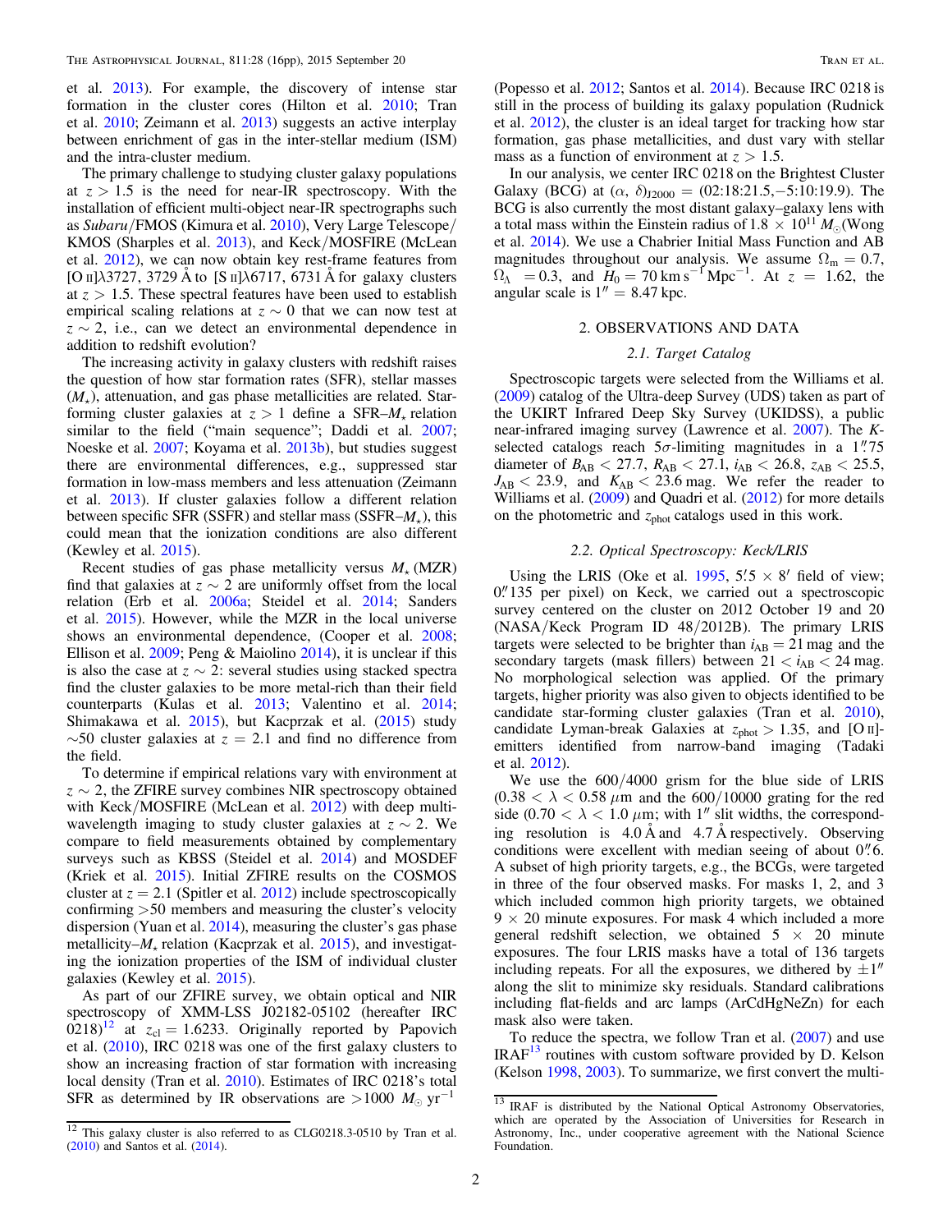et al. 2013). For example, the discovery of intense star formation in the cluster cores (Hilton et al. 2010; Tran et al. 2010; Zeimann et al. 2013) suggests an active interplay between enrichment of gas in the inter-stellar medium (ISM) and the intra-cluster medium.

The primary challenge to studying cluster galaxy populations at $z > 1.5$ is the need for near-IR spectroscopy. With the installation of efficient multi-object near-IR spectrographs such as *Subaru*/FMOS (Kimura et al. 2010), Very Large Telescope/KMOS (Sharples et al. 2013), and Keck/MOSFIRE (McLean et al. 2012), we can now obtain key rest-frame features from [O II]λ3727, 3729 Å to [S II]λ6717, 6731 Å for galaxy clusters at $z > 1.5$. These spectral features have been used to establish empirical scaling relations at $z \sim 0$ that we can now test at $z \sim 2$, i.e., can we detect an environmental dependence in addition to redshift evolution?

The increasing activity in galaxy clusters with redshift raises the question of how star formation rates (SFR), stellar masses ($M_\star$), attenuation, and gas phase metallicities are related. Star-forming cluster galaxies at $z > 1$ define a SFR–$M_\star$ relation similar to the field ("main sequence"; Daddi et al. 2007; Noeske et al. 2007; Koyama et al. 2013b), but studies suggest there are environmental differences, e.g., suppressed star formation in low-mass members and less attenuation (Zeimann et al. 2013). If cluster galaxies follow a different relation between specific SFR (SSFR) and stellar mass (SSFR–$M_\star$), this could mean that the ionization conditions are also different (Kewley et al. 2015).

Recent studies of gas phase metallicity versus $M_\star$ (MZR) find that galaxies at $z \sim 2$ are uniformly offset from the local relation (Erb et al. 2006a; Steidel et al. 2014; Sanders et al. 2015). However, while the MZR in the local universe shows an environmental dependence, (Cooper et al. 2008; Ellison et al. 2009; Peng & Maiolino 2014), it is unclear if this is also the case at $z \sim 2$: several studies using stacked spectra find the cluster galaxies to be more metal-rich than their field counterparts (Kulas et al. 2013; Valentino et al. 2014; Shimakawa et al. 2015), but Kacprzak et al. (2015) study ~50 cluster galaxies at $z = 2.1$ and find no difference from the field.

To determine if empirical relations vary with environment at $z \sim 2$, the ZFIRE survey combines NIR spectroscopy obtained with Keck/MOSFIRE (McLean et al. 2012) with deep multi-wavelength imaging to study cluster galaxies at $z \sim 2$. We compare to field measurements obtained by complementary surveys such as KBSS (Steidel et al. 2014) and MOSDEF (Kriek et al. 2015). Initial ZFIRE results on the COSMOS cluster at $z = 2.1$ (Spitler et al. 2012) include spectroscopically confirming >50 members and measuring the cluster's velocity dispersion (Yuan et al. 2014), measuring the cluster's gas phase metallicity–$M_\star$ relation (Kacprzak et al. 2015), and investigating the ionization properties of the ISM of individual cluster galaxies (Kewley et al. 2015).

As part of our ZFIRE survey, we obtain optical and NIR spectroscopy of XMM-LSS J02182-05102 (hereafter IRC 0218)[12] at $z_{cl} = 1.6233$. Originally reported by Papovich et al. (2010), IRC 0218 was one of the first galaxy clusters to show an increasing fraction of star formation with increasing local density (Tran et al. 2010). Estimates of IRC 0218's total SFR as determined by IR observations are >1000 $M_\odot$ yr$^{-1}$ (Popesso et al. 2012; Santos et al. 2014). Because IRC 0218 is still in the process of building its galaxy population (Rudnick et al. 2012), the cluster is an ideal target for tracking how star formation, gas phase metallicities, and dust vary with stellar mass as a function of environment at $z > 1.5$.

In our analysis, we center IRC 0218 on the Brightest Cluster Galaxy (BCG) at ($\alpha$, $\delta$)$_{J2000}$ = (02:18:21.5,−5:10:19.9). The BCG is also currently the most distant galaxy–galaxy lens with a total mass within the Einstein radius of $1.8 \times 10^{11}$ $M_\odot$(Wong et al. 2014). We use a Chabrier Initial Mass Function and AB magnitudes throughout our analysis. We assume $\Omega_m = 0.7$, $\Omega_\Lambda = 0.3$, and $H_0 = 70$ km s$^{-1}$ Mpc$^{-1}$. At $z = 1.62$, the angular scale is 1″ = 8.47 kpc.

## 2. OBSERVATIONS AND DATA

### 2.1. Target Catalog

Spectroscopic targets were selected from the Williams et al. (2009) catalog of the Ultra-deep Survey (UDS) taken as part of the UKIRT Infrared Deep Sky Survey (UKIDSS), a public near-infrared imaging survey (Lawrence et al. 2007). The $K$-selected catalogs reach 5σ-limiting magnitudes in a 1.″75 diameter of $B_{AB} < 27.7$, $R_{AB} < 27.1$, $i_{AB} < 26.8$, $z_{AB} < 25.5$, $J_{AB} < 23.9$, and $K_{AB} < 23.6$ mag. We refer the reader to Williams et al. (2009) and Quadri et al. (2012) for more details on the photometric and $z_{phot}$ catalogs used in this work.

### 2.2. Optical Spectroscopy: Keck/LRIS

Using the LRIS (Oke et al. 1995, 5.′5 × 8′ field of view; 0.″135 per pixel) on Keck, we carried out a spectroscopic survey centered on the cluster on 2012 October 19 and 20 (NASA/Keck Program ID 48/2012B). The primary LRIS targets were selected to be brighter than $i_{AB} = 21$ mag and the secondary targets (mask fillers) between $21 < i_{AB} < 24$ mag. No morphological selection was applied. Of the primary targets, higher priority was also given to objects identified to be candidate star-forming cluster galaxies (Tran et al. 2010), candidate Lyman-break Galaxies at $z_{phot} > 1.35$, and [O II]-emitters identified from narrow-band imaging (Tadaki et al. 2012).

We use the 600/4000 grism for the blue side of LRIS ($0.38 < \lambda < 0.58$ μm and the 600/10000 grating for the red side ($0.70 < \lambda < 1.0$ μm; with 1″ slit widths, the corresponding resolution is 4.0 Å and 4.7 Å respectively. Observing conditions were excellent with median seeing of about 0.″6. A subset of high priority targets, e.g., the BCGs, were targeted in three of the four observed masks. For masks 1, 2, and 3 which included common high priority targets, we obtained 9 × 20 minute exposures. For mask 4 which included a more general redshift selection, we obtained 5 × 20 minute exposures. The four LRIS masks have a total of 136 targets including repeats. For all the exposures, we dithered by ±1″ along the slit to minimize sky residuals. Standard calibrations including flat-fields and arc lamps (ArCdHgNeZn) for each mask also were taken.

To reduce the spectra, we follow Tran et al. (2007) and use IRAF[13] routines with custom software provided by D. Kelson (Kelson 1998, 2003). To summarize, we first convert the multi-

[12] This galaxy cluster is also referred to as CLG0218.3-0510 by Tran et al. (2010) and Santos et al. (2014).

[13] IRAF is distributed by the National Optical Astronomy Observatories, which are operated by the Association of Universities for Research in Astronomy, Inc., under cooperative agreement with the National Science Foundation.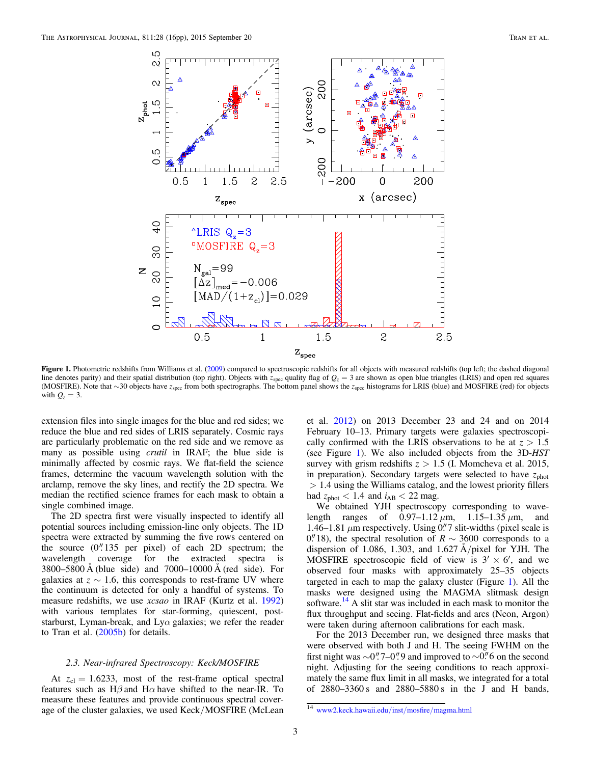**Figure 1.** Photometric redshifts from Williams et al. (2009) compared to spectroscopic redshifts for all objects with measured redshifts (top left; the dashed diagonal line denotes parity) and their spatial distribution (top right). Objects with $z_{\mathrm{spec}}$ quality flag of $Q_z = 3$ are shown as open blue triangles (LRIS) and open red squares (MOSFIRE). Note that ~30 objects have $z_{\mathrm{spec}}$ from both spectrographs. The bottom panel shows the $z_{\mathrm{spec}}$ histograms for LRIS (blue) and MOSFIRE (red) for objects with $Q_z = 3$.

extension files into single images for the blue and red sides; we reduce the blue and red sides of LRIS separately. Cosmic rays are particularly problematic on the red side and we remove as many as possible using *crutil* in IRAF; the blue side is minimally affected by cosmic rays. We flat-field the science frames, determine the vacuum wavelength solution with the arclamp, remove the sky lines, and rectify the 2D spectra. We median the rectified science frames for each mask to obtain a single combined image.

The 2D spectra first were visually inspected to identify all potential sources including emission-line only objects. The 1D spectra were extracted by summing the five rows centered on the source (0″.135 per pixel) of each 2D spectrum; the wavelength coverage for the extracted spectra is 3800–5800 Å (blue side) and 7000–10000 Å (red side). For galaxies at $z \sim 1.6$, this corresponds to rest-frame UV where the continuum is detected for only a handful of systems. To measure redshifts, we use *xcsao* in IRAF (Kurtz et al. 1992) with various templates for star-forming, quiescent, post-starburst, Lyman-break, and Lyα galaxies; we refer the reader to Tran et al. (2005b) for details.

### 2.3. Near-infrared Spectroscopy: Keck/MOSFIRE

At $z_{\mathrm{cl}} = 1.6233$, most of the rest-frame optical spectral features such as Hβ and Hα have shifted to the near-IR. To measure these features and provide continuous spectral coverage of the cluster galaxies, we used Keck/MOSFIRE (McLean et al. 2012) on 2013 December 23 and 24 and on 2014 February 10–13. Primary targets were galaxies spectroscopically confirmed with the LRIS observations to be at $z > 1.5$ (see Figure 1). We also included objects from the 3D-*HST* survey with grism redshifts $z > 1.5$ (I. Momcheva et al. 2015, in preparation). Secondary targets were selected to have $z_{\mathrm{phot}} > 1.4$ using the Williams catalog, and the lowest priority fillers had $z_{\mathrm{phot}} < 1.4$ and $i_{\mathrm{AB}} < 22$ mag.

We obtained YJH spectroscopy corresponding to wavelength ranges of 0.97–1.12 μm, 1.15–1.35 μm, and 1.46–1.81 μm respectively. Using 0″.7 slit-widths (pixel scale is 0″.18), the spectral resolution of $R \sim 3600$ corresponds to a dispersion of 1.086, 1.303, and 1.627 Å/pixel for YJH. The MOSFIRE spectroscopic field of view is 3′ × 6′, and we observed four masks with approximately 25–35 objects targeted in each to map the galaxy cluster (Figure 1). All the masks were designed using the MAGMA slitmask design software.[14] A slit star was included in each mask to monitor the flux throughput and seeing. Flat-fields and arcs (Neon, Argon) were taken during afternoon calibrations for each mask.

For the 2013 December run, we designed three masks that were observed with both J and H. The seeing FWHM on the first night was ~0″.7–0″.9 and improved to ~0″.6 on the second night. Adjusting for the seeing conditions to reach approximately the same flux limit in all masks, we integrated for a total of 2880–3360 s and 2880–5880 s in the J and H bands,

[14] www2.keck.hawaii.edu/inst/mosfire/magma.html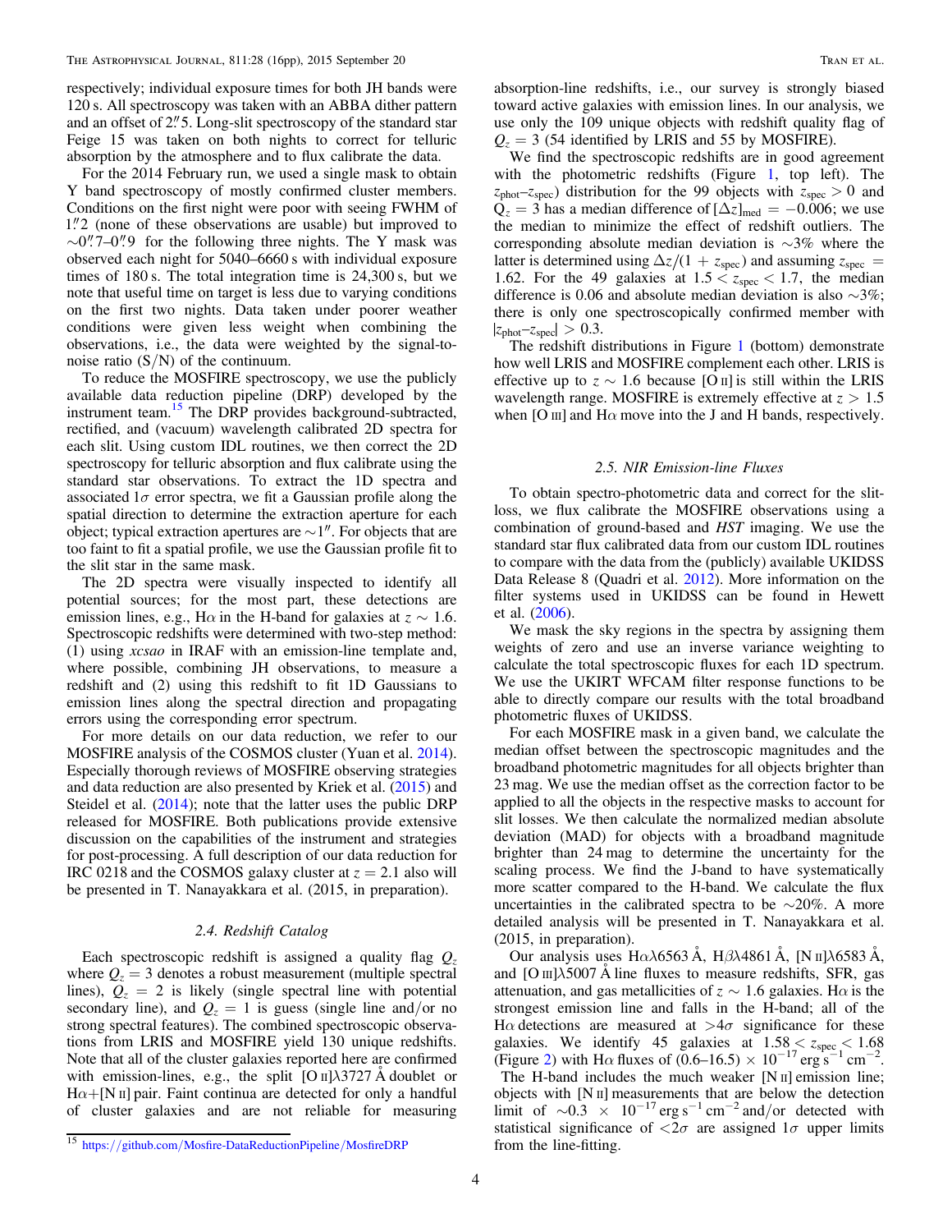respectively; individual exposure times for both JH bands were 120 s. All spectroscopy was taken with an ABBA dither pattern and an offset of 2.″5. Long-slit spectroscopy of the standard star Feige 15 was taken on both nights to correct for telluric absorption by the atmosphere and to flux calibrate the data.

For the 2014 February run, we used a single mask to obtain Y band spectroscopy of mostly confirmed cluster members. Conditions on the first night were poor with seeing FWHM of 1.″2 (none of these observations are usable) but improved to ~0.″7–0.″9 for the following three nights. The Y mask was observed each night for 5040–6660 s with individual exposure times of 180 s. The total integration time is 24,300 s, but we note that useful time on target is less due to varying conditions on the first two nights. Data taken under poorer weather conditions were given less weight when combining the observations, i.e., the data were weighted by the signal-to-noise ratio (S/N) of the continuum.

To reduce the MOSFIRE spectroscopy, we use the publicly available data reduction pipeline (DRP) developed by the instrument team.[15] The DRP provides background-subtracted, rectified, and (vacuum) wavelength calibrated 2D spectra for each slit. Using custom IDL routines, we then correct the 2D spectroscopy for telluric absorption and flux calibrate using the standard star observations. To extract the 1D spectra and associated $1\sigma$ error spectra, we fit a Gaussian profile along the spatial direction to determine the extraction aperture for each object; typical extraction apertures are ~1″. For objects that are too faint to fit a spatial profile, we use the Gaussian profile fit to the slit star in the same mask.

The 2D spectra were visually inspected to identify all potential sources; for the most part, these detections are emission lines, e.g., Hα in the H-band for galaxies at $z \sim 1.6$. Spectroscopic redshifts were determined with two-step method: (1) using *xcsao* in IRAF with an emission-line template and, where possible, combining JH observations, to measure a redshift and (2) using this redshift to fit 1D Gaussians to emission lines along the spectral direction and propagating errors using the corresponding error spectrum.

For more details on our data reduction, we refer to our MOSFIRE analysis of the COSMOS cluster (Yuan et al. 2014). Especially thorough reviews of MOSFIRE observing strategies and data reduction are also presented by Kriek et al. (2015) and Steidel et al. (2014); note that the latter uses the public DRP released for MOSFIRE. Both publications provide extensive discussion on the capabilities of the instrument and strategies for post-processing. A full description of our data reduction for IRC 0218 and the COSMOS galaxy cluster at $z = 2.1$ also will be presented in T. Nanayakkara et al. (2015, in preparation).

### 2.4. Redshift Catalog

Each spectroscopic redshift is assigned a quality flag $Q_z$ where $Q_z = 3$ denotes a robust measurement (multiple spectral lines), $Q_z = 2$ is likely (single spectral line with potential secondary line), and $Q_z = 1$ is guess (single line and/or no strong spectral features). The combined spectroscopic observations from LRIS and MOSFIRE yield 130 unique redshifts. Note that all of the cluster galaxies reported here are confirmed with emission-lines, e.g., the split [O II]λ3727 Å doublet or Hα+[N II] pair. Faint continua are detected for only a handful of cluster galaxies and are not reliable for measuring absorption-line redshifts, i.e., our survey is strongly biased toward active galaxies with emission lines. In our analysis, we use only the 109 unique objects with redshift quality flag of $Q_z = 3$ (54 identified by LRIS and 55 by MOSFIRE).

We find the spectroscopic redshifts are in good agreement with the photometric redshifts (Figure 1, top left). The ($z_{\rm phot}$–$z_{\rm spec}$) distribution for the 99 objects with $z_{\rm spec} > 0$ and $Q_z = 3$ has a median difference of $[\Delta z]_{\rm med} = -0.006$; we use the median to minimize the effect of redshift outliers. The corresponding absolute median deviation is ~3% where the latter is determined using $\Delta z/(1 + z_{\rm spec})$ and assuming $z_{\rm spec} = 1.62$. For the 49 galaxies at $1.5 < z_{\rm spec} < 1.7$, the median difference is 0.06 and absolute median deviation is also ~3%; there is only one spectroscopically confirmed member with $|z_{\rm phot}–z_{\rm spec}| > 0.3$.

The redshift distributions in Figure 1 (bottom) demonstrate how well LRIS and MOSFIRE complement each other. LRIS is effective up to $z \sim 1.6$ because [O II] is still within the LRIS wavelength range. MOSFIRE is extremely effective at $z > 1.5$ when [O III] and Hα move into the J and H bands, respectively.

### 2.5. NIR Emission-line Fluxes

To obtain spectro-photometric data and correct for the slit-loss, we flux calibrate the MOSFIRE observations using a combination of ground-based and *HST* imaging. We use the standard star flux calibrated data from our custom IDL routines to compare with the data from the (publicly) available UKIDSS Data Release 8 (Quadri et al. 2012). More information on the filter systems used in UKIDSS can be found in Hewett et al. (2006).

We mask the sky regions in the spectra by assigning them weights of zero and use an inverse variance weighting to calculate the total spectroscopic fluxes for each 1D spectrum. We use the UKIRT WFCAM filter response functions to be able to directly compare our results with the total broadband photometric fluxes of UKIDSS.

For each MOSFIRE mask in a given band, we calculate the median offset between the spectroscopic magnitudes and the broadband photometric magnitudes for all objects brighter than 23 mag. We use the median offset as the correction factor to be applied to all the objects in the respective masks to account for slit losses. We then calculate the normalized median absolute deviation (MAD) for objects with a broadband magnitude brighter than 24 mag to determine the uncertainty for the scaling process. We find the J-band to have systematically more scatter compared to the H-band. We calculate the flux uncertainties in the calibrated spectra to be ~20%. A more detailed analysis will be presented in T. Nanayakkara et al. (2015, in preparation).

Our analysis uses Hαλ6563 Å, Hβλ4861 Å, [N II]λ6583 Å, and [O III]λ5007 Å line fluxes to measure redshifts, SFR, gas attenuation, and gas metallicities of $z \sim 1.6$ galaxies. Hα is the strongest emission line and falls in the H-band; all of the Hα detections are measured at $>4\sigma$ significance for these galaxies. We identify 45 galaxies at $1.58 < z_{\rm spec} < 1.68$ (Figure 2) with Hα fluxes of $(0.6–16.5) \times 10^{-17}$ erg s$^{-1}$ cm$^{-2}$. The H-band includes the much weaker [N II] emission line; objects with [N II] measurements that are below the detection limit of $\sim 0.3 \times 10^{-17}$ erg s$^{-1}$ cm$^{-2}$ and/or detected with statistical significance of $<2\sigma$ are assigned $1\sigma$ upper limits from the line-fitting.

---

[15] https://github.com/Mosfire-DataReductionPipeline/MosfireDRP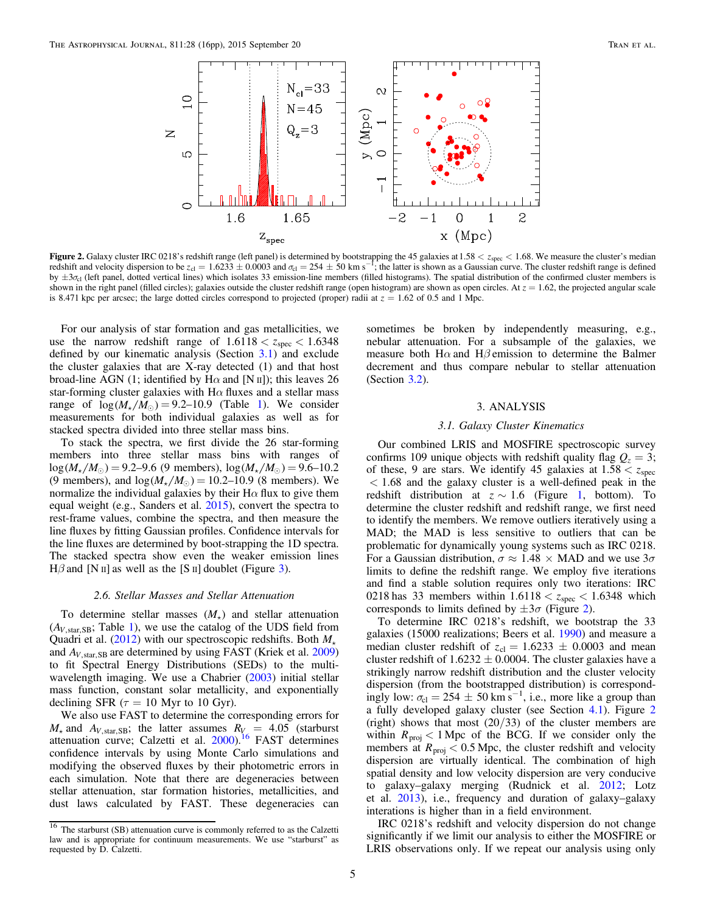**Figure 2.** Galaxy cluster IRC 0218's redshift range (left panel) is determined by bootstrapping the 45 galaxies at $1.58 < z_{\rm spec} < 1.68$. We measure the cluster's median redshift and velocity dispersion to be $z_{\rm cl} = 1.6233 \pm 0.0003$ and $\sigma_{\rm cl} = 254 \pm 50$ km s$^{-1}$; the latter is shown as a Gaussian curve. The cluster redshift range is defined by $\pm 3\sigma_{\rm cl}$ (left panel, dotted vertical lines) which isolates 33 emission-line members (filled histograms). The spatial distribution of the confirmed cluster members is shown in the right panel (filled circles); galaxies outside the cluster redshift range (open histogram) are shown as open circles. At $z = 1.62$, the projected angular scale is 8.471 kpc per arcsec; the large dotted circles correspond to projected (proper) radii at $z = 1.62$ of 0.5 and 1 Mpc.

For our analysis of star formation and gas metallicities, we use the narrow redshift range of $1.6118 < z_{\rm spec} < 1.6348$ defined by our kinematic analysis (Section 3.1) and exclude the cluster galaxies that are X-ray detected (1) and that host broad-line AGN (1; identified by H$\alpha$ and [N II]); this leaves 26 star-forming cluster galaxies with H$\alpha$ fluxes and a stellar mass range of $\log(M_\star/M_\odot) = 9.2$–$10.9$ (Table 1). We consider measurements for both individual galaxies as well as for stacked spectra divided into three stellar mass bins.

To stack the spectra, we first divide the 26 star-forming members into three stellar mass bins with ranges of $\log(M_\star/M_\odot) = 9.2$–$9.6$ (9 members), $\log(M_\star/M_\odot) = 9.6$–$10.2$ (9 members), and $\log(M_\star/M_\odot) = 10.2$–$10.9$ (8 members). We normalize the individual galaxies by their H$\alpha$ flux to give them equal weight (e.g., Sanders et al. 2015), convert the spectra to rest-frame values, combine the spectra, and then measure the line fluxes by fitting Gaussian profiles. Confidence intervals for the line fluxes are determined by boot-strapping the 1D spectra. The stacked spectra show even the weaker emission lines H$\beta$ and [N II] as well as the [S II] doublet (Figure 3).

### 2.6. Stellar Masses and Stellar Attenuation

To determine stellar masses ($M_\star$) and stellar attenuation ($A_{V,\rm star,SB}$; Table 1), we use the catalog of the UDS field from Quadri et al. (2012) with our spectroscopic redshifts. Both $M_\star$ and $A_{V,\rm star,SB}$ are determined by using FAST (Kriek et al. 2009) to fit Spectral Energy Distributions (SEDs) to the multi-wavelength imaging. We use a Chabrier (2003) initial stellar mass function, constant solar metallicity, and exponentially declining SFR ($\tau$ = 10 Myr to 10 Gyr).

We also use FAST to determine the corresponding errors for $M_\star$ and $A_{V,\rm star,SB}$; the latter assumes $R_V = 4.05$ (starburst attenuation curve; Calzetti et al. 2000).[16] FAST determines confidence intervals by using Monte Carlo simulations and modifying the observed fluxes by their photometric errors in each simulation. Note that there are degeneracies between stellar attenuation, star formation histories, metallicities, and dust laws calculated by FAST. These degeneracies can sometimes be broken by independently measuring, e.g., nebular attenuation. For a subsample of the galaxies, we measure both H$\alpha$ and H$\beta$ emission to determine the Balmer decrement and thus compare nebular to stellar attenuation (Section 3.2).

[16] The starburst (SB) attenuation curve is commonly referred to as the Calzetti law and is appropriate for continuum measurements. We use "starburst" as requested by D. Calzetti.

## 3. ANALYSIS

### 3.1. Galaxy Cluster Kinematics

Our combined LRIS and MOSFIRE spectroscopic survey confirms 109 unique objects with redshift quality flag $Q_z = 3$; of these, 9 are stars. We identify 45 galaxies at $1.58 < z_{\rm spec} < 1.68$ and the galaxy cluster is a well-defined peak in the redshift distribution at $z \sim 1.6$ (Figure 1, bottom). To determine the cluster redshift and redshift range, we first need to identify the members. We remove outliers iteratively using a MAD; the MAD is less sensitive to outliers that can be problematic for dynamically young systems such as IRC 0218. For a Gaussian distribution, $\sigma \approx 1.48 \times$ MAD and we use $3\sigma$ limits to define the redshift range. We employ five iterations and find a stable solution requires only two iterations: IRC 0218 has 33 members within $1.6118 < z_{\rm spec} < 1.6348$ which corresponds to limits defined by $\pm 3\sigma$ (Figure 2).

To determine IRC 0218's redshift, we bootstrap the 33 galaxies (15000 realizations; Beers et al. 1990) and measure a median cluster redshift of $z_{\rm cl} = 1.6233 \pm 0.0003$ and mean cluster redshift of $1.6232 \pm 0.0004$. The cluster galaxies have a strikingly narrow redshift distribution and the cluster velocity dispersion (from the bootstrapped distribution) is correspondingly low: $\sigma_{\rm cl} = 254 \pm 50$ km s$^{-1}$, i.e., more like a group than a fully developed galaxy cluster (see Section 4.1). Figure 2 (right) shows that most (20/33) of the cluster members are within $R_{\rm proj} < 1$ Mpc of the BCG. If we consider only the members at $R_{\rm proj} < 0.5$ Mpc, the cluster redshift and velocity dispersion are virtually identical. The combination of high spatial density and low velocity dispersion are very conducive to galaxy–galaxy merging (Rudnick et al. 2012; Lotz et al. 2013), i.e., frequency and duration of galaxy–galaxy interations is higher than in a field environment.

IRC 0218's redshift and velocity dispersion do not change significantly if we limit our analysis to either the MOSFIRE or LRIS observations only. If we repeat our analysis using only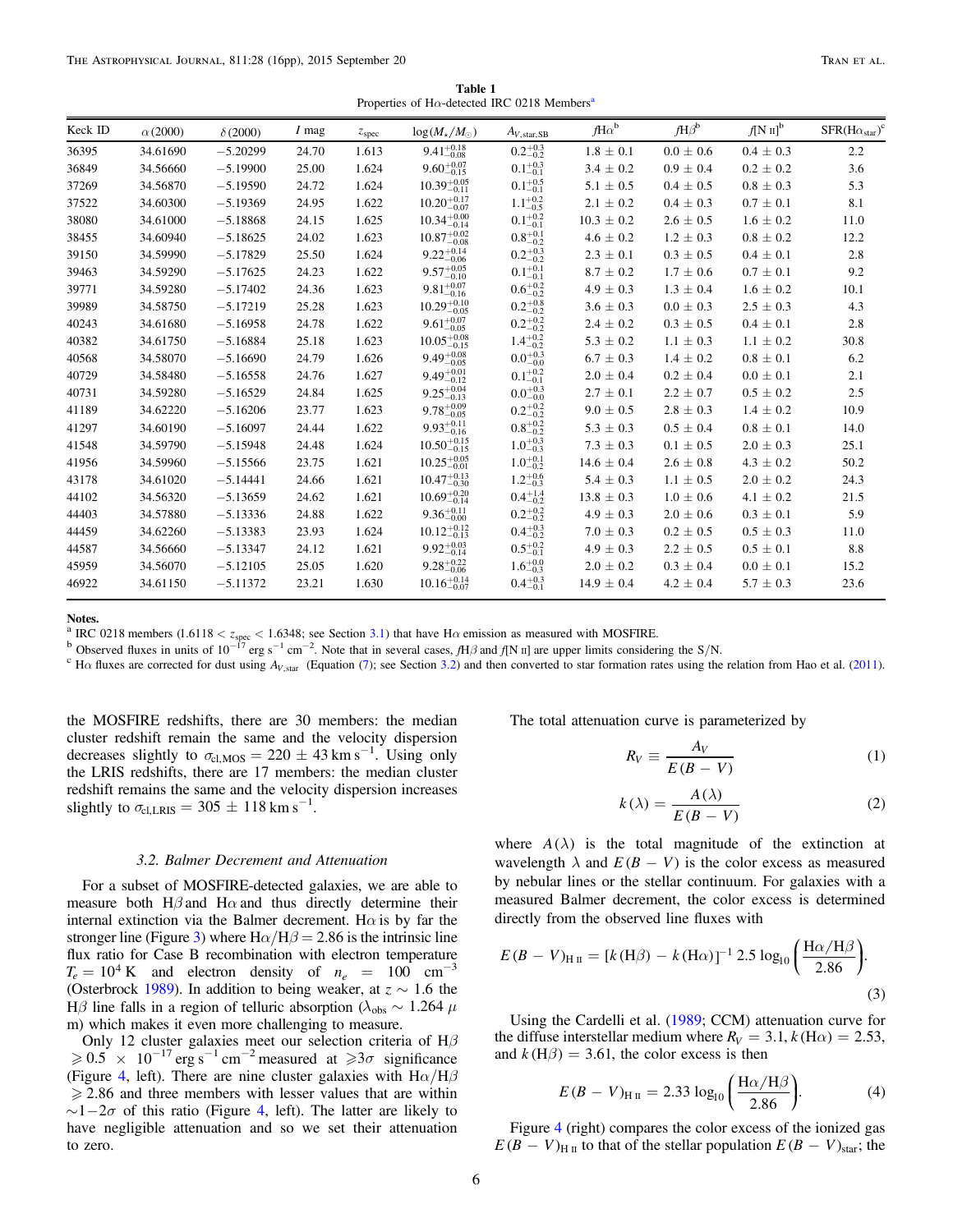**Table 1**
Properties of Hα-detected IRC 0218 Members[a]

| Keck ID | $\alpha$(2000) | $\delta$(2000) | $I$ mag | $z_{\rm spec}$ | $\log(M_\star/M_\odot)$ | $A_{V,\rm star,SB}$ | $f$Hα[b] | $f$Hβ[b] | $f$[N II][b] | SFR(Hα$_{\rm star}$)[c] |
|---|---|---|---|---|---|---|---|---|---|---|
| 36395 | 34.61690 | −5.20299 | 24.70 | 1.613 | $9.41^{+0.18}_{-0.08}$ | $0.2^{+0.3}_{-0.2}$ | 1.8 ± 0.1 | 0.0 ± 0.6 | 0.4 ± 0.3 | 2.2 |
| 36849 | 34.56660 | −5.19900 | 25.00 | 1.624 | $9.60^{+0.07}_{-0.15}$ | $0.1^{+0.3}_{-0.1}$ | 3.4 ± 0.2 | 0.9 ± 0.4 | 0.2 ± 0.2 | 3.6 |
| 37269 | 34.56870 | −5.19590 | 24.72 | 1.624 | $10.39^{+0.05}_{-0.11}$ | $0.1^{+0.5}_{-0.1}$ | 5.1 ± 0.5 | 0.4 ± 0.5 | 0.8 ± 0.3 | 5.3 |
| 37522 | 34.60300 | −5.19369 | 24.95 | 1.622 | $10.20^{+0.17}_{-0.07}$ | $1.1^{+0.2}_{-0.5}$ | 2.1 ± 0.2 | 0.4 ± 0.3 | 0.7 ± 0.1 | 8.1 |
| 38080 | 34.61000 | −5.18868 | 24.15 | 1.625 | $10.34^{+0.00}_{-0.14}$ | $0.1^{+0.2}_{-0.1}$ | 10.3 ± 0.2 | 2.6 ± 0.5 | 1.6 ± 0.2 | 11.0 |
| 38455 | 34.60940 | −5.18625 | 24.02 | 1.623 | $10.87^{+0.02}_{-0.08}$ | $0.8^{+0.1}_{-0.2}$ | 4.6 ± 0.2 | 1.2 ± 0.3 | 0.8 ± 0.2 | 12.2 |
| 39150 | 34.59990 | −5.17829 | 25.50 | 1.624 | $9.22^{+0.14}_{-0.06}$ | $0.2^{+0.3}_{-0.2}$ | 2.3 ± 0.1 | 0.3 ± 0.5 | 0.4 ± 0.1 | 2.8 |
| 39463 | 34.59290 | −5.17625 | 24.23 | 1.622 | $9.57^{+0.05}_{-0.10}$ | $0.1^{+0.1}_{-0.1}$ | 8.7 ± 0.2 | 1.7 ± 0.6 | 0.7 ± 0.1 | 9.2 |
| 39771 | 34.59280 | −5.17402 | 24.36 | 1.623 | $9.81^{+0.07}_{-0.16}$ | $0.6^{+0.2}_{-0.2}$ | 4.9 ± 0.3 | 1.3 ± 0.4 | 1.6 ± 0.2 | 10.1 |
| 39989 | 34.58750 | −5.17219 | 25.28 | 1.623 | $10.29^{+0.10}_{-0.05}$ | $0.2^{+0.8}_{-0.2}$ | 3.6 ± 0.3 | 0.0 ± 0.3 | 2.5 ± 0.3 | 4.3 |
| 40243 | 34.61680 | −5.16958 | 24.78 | 1.622 | $9.61^{+0.07}_{-0.05}$ | $0.2^{+0.2}_{-0.2}$ | 2.4 ± 0.2 | 0.3 ± 0.5 | 0.4 ± 0.1 | 2.8 |
| 40382 | 34.61750 | −5.16884 | 25.18 | 1.623 | $10.05^{+0.08}_{-0.15}$ | $1.4^{+0.2}_{-0.2}$ | 5.3 ± 0.2 | 1.1 ± 0.3 | 1.1 ± 0.2 | 30.8 |
| 40568 | 34.58070 | −5.16690 | 24.79 | 1.626 | $9.49^{+0.08}_{-0.05}$ | $0.0^{+0.3}_{-0.0}$ | 6.7 ± 0.3 | 1.4 ± 0.2 | 0.8 ± 0.1 | 6.2 |
| 40729 | 34.58480 | −5.16558 | 24.76 | 1.627 | $9.49^{+0.01}_{-0.12}$ | $0.1^{+0.1}_{-0.1}$ | 2.0 ± 0.4 | 0.2 ± 0.4 | 0.0 ± 0.1 | 2.1 |
| 40731 | 34.59280 | −5.16529 | 24.84 | 1.625 | $9.25^{+0.04}_{-0.13}$ | $0.0^{+0.3}_{-0.0}$ | 2.7 ± 0.1 | 2.2 ± 0.7 | 0.5 ± 0.2 | 2.5 |
| 41189 | 34.62220 | −5.16206 | 23.77 | 1.623 | $9.78^{+0.09}_{-0.05}$ | $0.2^{+0.2}_{-0.2}$ | 9.0 ± 0.5 | 2.8 ± 0.3 | 1.4 ± 0.2 | 10.9 |
| 41297 | 34.60190 | −5.16097 | 24.44 | 1.622 | $9.93^{+0.11}_{-0.16}$ | $0.8^{+0.2}_{-0.2}$ | 5.3 ± 0.3 | 0.5 ± 0.4 | 0.8 ± 0.1 | 14.0 |
| 41548 | 34.59790 | −5.15948 | 24.48 | 1.624 | $10.50^{+0.15}_{-0.15}$ | $1.0^{+0.3}_{-0.3}$ | 7.3 ± 0.3 | 0.1 ± 0.5 | 2.0 ± 0.3 | 25.1 |
| 41956 | 34.59960 | −5.15566 | 23.75 | 1.621 | $10.25^{+0.05}_{-0.01}$ | $1.0^{+0.1}_{-0.2}$ | 14.6 ± 0.4 | 2.6 ± 0.8 | 4.3 ± 0.2 | 50.2 |
| 43178 | 34.61020 | −5.14441 | 24.66 | 1.621 | $10.47^{+0.13}_{-0.30}$ | $1.2^{+0.6}_{-0.3}$ | 5.4 ± 0.3 | 1.1 ± 0.5 | 2.0 ± 0.2 | 24.3 |
| 44102 | 34.56320 | −5.13659 | 24.62 | 1.621 | $10.69^{+0.20}_{-0.14}$ | $0.4^{+1.4}_{-0.2}$ | 13.8 ± 0.3 | 1.0 ± 0.6 | 4.1 ± 0.2 | 21.5 |
| 44403 | 34.57880 | −5.13336 | 24.88 | 1.622 | $9.36^{+0.11}_{-0.00}$ | $0.2^{+0.2}_{-0.2}$ | 4.9 ± 0.3 | 2.0 ± 0.6 | 0.3 ± 0.1 | 5.9 |
| 44459 | 34.62260 | −5.13383 | 23.93 | 1.624 | $10.12^{+0.12}_{-0.13}$ | $0.4^{+0.3}_{-0.2}$ | 7.0 ± 0.3 | 0.2 ± 0.5 | 0.5 ± 0.3 | 11.0 |
| 44587 | 34.56660 | −5.13347 | 24.12 | 1.621 | $9.92^{+0.03}_{-0.14}$ | $0.5^{+0.2}_{-0.1}$ | 4.9 ± 0.3 | 2.2 ± 0.5 | 0.5 ± 0.1 | 8.8 |
| 45959 | 34.56070 | −5.12105 | 25.05 | 1.620 | $9.28^{+0.22}_{-0.06}$ | $1.6^{+0.0}_{-0.3}$ | 2.0 ± 0.2 | 0.3 ± 0.4 | 0.0 ± 0.1 | 15.2 |
| 46922 | 34.61150 | −5.11372 | 23.21 | 1.630 | $10.16^{+0.14}_{-0.07}$ | $0.4^{+0.3}_{-0.1}$ | 14.9 ± 0.4 | 4.2 ± 0.4 | 5.7 ± 0.3 | 23.6 |

**Notes.**
[a] IRC 0218 members ($1.6118 < z_{\rm spec} < 1.6348$; see Section 3.1) that have Hα emission as measured with MOSFIRE.
[b] Observed fluxes in units of $10^{-17}$ erg s$^{-1}$ cm$^{-2}$. Note that in several cases, $f$Hβ and $f$[N II] are upper limits considering the S/N.
[c] Hα fluxes are corrected for dust using $A_{V,\rm star}$ (Equation (7); see Section 3.2) and then converted to star formation rates using the relation from Hao et al. (2011).

the MOSFIRE redshifts, there are 30 members: the median cluster redshift remain the same and the velocity dispersion decreases slightly to $\sigma_{\rm cl,MOS} = 220 \pm 43$ km s$^{-1}$. Using only the LRIS redshifts, there are 17 members: the median cluster redshift remains the same and the velocity dispersion increases slightly to $\sigma_{\rm cl,LRIS} = 305 \pm 118$ km s$^{-1}$.

### 3.2. Balmer Decrement and Attenuation

For a subset of MOSFIRE-detected galaxies, we are able to measure both Hβ and Hα and thus directly determine their internal extinction via the Balmer decrement. Hα is by far the stronger line (Figure 3) where Hα/Hβ = 2.86 is the intrinsic line flux ratio for Case B recombination with electron temperature $T_e = 10^4$ K and electron density of $n_e = 100$ cm$^{-3}$ (Osterbrock 1989). In addition to being weaker, at $z \sim 1.6$ the Hβ line falls in a region of telluric absorption ($\lambda_{\rm obs} \sim 1.264\ \mu$m) which makes it even more challenging to measure.

Only 12 cluster galaxies meet our selection criteria of Hβ $\geqslant 0.5 \times 10^{-17}$ erg s$^{-1}$ cm$^{-2}$ measured at $\geqslant 3\sigma$ significance (Figure 4, left). There are nine cluster galaxies with Hα/Hβ $\geqslant 2.86$ and three members with lesser values that are within $\sim 1$–$2\sigma$ of this ratio (Figure 4, left). The latter are likely to have negligible attenuation and so we set their attenuation to zero.

The total attenuation curve is parameterized by

$$R_V \equiv \frac{A_V}{E(B-V)} \tag{1}$$

$$k(\lambda) = \frac{A(\lambda)}{E(B-V)} \tag{2}$$

where $A(\lambda)$ is the total magnitude of the extinction at wavelength $\lambda$ and $E(B-V)$ is the color excess as measured by nebular lines or the stellar continuum. For galaxies with a measured Balmer decrement, the color excess is determined directly from the observed line fluxes with

$$E(B-V)_{\rm H\,II} = [k(\mathrm{H}\beta) - k(\mathrm{H}\alpha)]^{-1}\, 2.5 \log_{10}\left(\frac{\mathrm{H}\alpha/\mathrm{H}\beta}{2.86}\right). \tag{3}$$

Using the Cardelli et al. (1989; CCM) attenuation curve for the diffuse interstellar medium where $R_V = 3.1$, $k(\mathrm{H}\alpha) = 2.53$, and $k(\mathrm{H}\beta) = 3.61$, the color excess is then

$$E(B-V)_{\rm H\,II} = 2.33 \log_{10}\left(\frac{\mathrm{H}\alpha/\mathrm{H}\beta}{2.86}\right). \tag{4}$$

Figure 4 (right) compares the color excess of the ionized gas $E(B-V)_{\rm H\,II}$ to that of the stellar population $E(B-V)_{\rm star}$; the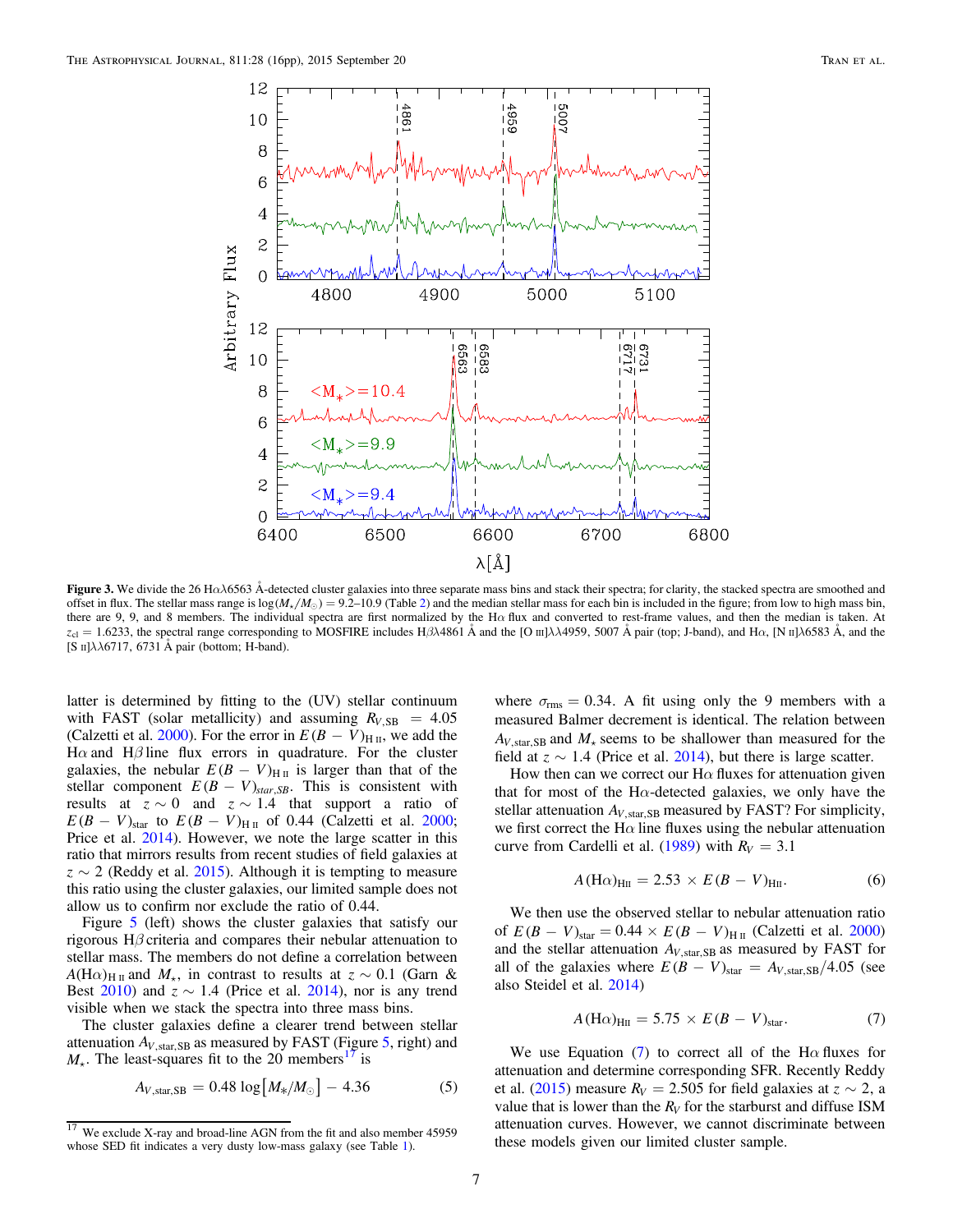**Figure 3.** We divide the 26 Hα$\lambda$6563 Å-detected cluster galaxies into three separate mass bins and stack their spectra; for clarity, the stacked spectra are smoothed and offset in flux. The stellar mass range is $\log(M_\star/M_\odot) = 9.2$–10.9 (Table 2) and the median stellar mass for each bin is included in the figure; from low to high mass bin, there are 9, 9, and 8 members. The individual spectra are first normalized by the Hα flux and converted to rest-frame values, and then the median is taken. At $z_{\rm cl} = 1.6233$, the spectral range corresponding to MOSFIRE includes Hβ$\lambda$4861 Å and the [O III]$\lambda\lambda$4959, 5007 Å pair (top; J-band), and Hα, [N II]$\lambda$6583 Å, and the [S II]$\lambda\lambda$6717, 6731 Å pair (bottom; H-band).

latter is determined by fitting to the (UV) stellar continuum with FAST (solar metallicity) and assuming $R_{V,\rm SB} = 4.05$ (Calzetti et al. 2000). For the error in $E(B-V)_{\rm H\,II}$, we add the Hα and Hβ line flux errors in quadrature. For the cluster galaxies, the nebular $E(B-V)_{\rm H\,II}$ is larger than that of the stellar component $E(B-V)_{star,SB}$. This is consistent with results at $z\sim0$ and $z\sim1.4$ that support a ratio of $E(B-V)_{\rm star}$ to $E(B-V)_{\rm H\,II}$ of 0.44 (Calzetti et al. 2000; Price et al. 2014). However, we note the large scatter in this ratio that mirrors results from recent studies of field galaxies at $z\sim2$ (Reddy et al. 2015). Although it is tempting to measure this ratio using the cluster galaxies, our limited sample does not allow us to confirm nor exclude the ratio of 0.44.

Figure 5 (left) shows the cluster galaxies that satisfy our rigorous Hβ criteria and compares their nebular attenuation to stellar mass. The members do not define a correlation between $A({\rm H}\alpha)_{\rm H\,II}$ and $M_\star$, in contrast to results at $z\sim0.1$ (Garn & Best 2010) and $z\sim1.4$ (Price et al. 2014), nor is any trend visible when we stack the spectra into three mass bins.

The cluster galaxies define a clearer trend between stellar attenuation $A_{V,\rm star,SB}$ as measured by FAST (Figure 5, right) and $M_\star$. The least-squares fit to the 20 members[17] is

$$A_{V,\rm star,SB} = 0.48\log\left[M_*/M_\odot\right] - 4.36 \tag{5}$$

where $\sigma_{\rm rms} = 0.34$. A fit using only the 9 members with a measured Balmer decrement is identical. The relation between $A_{V,\rm star,SB}$ and $M_\star$ seems to be shallower than measured for the field at $z\sim1.4$ (Price et al. 2014), but there is large scatter.

How then can we correct our Hα fluxes for attenuation given that for most of the Hα-detected galaxies, we only have the stellar attenuation $A_{V,\rm star,SB}$ measured by FAST? For simplicity, we first correct the Hα line fluxes using the nebular attenuation curve from Cardelli et al. (1989) with $R_V = 3.1$

$$A({\rm H}\alpha)_{\rm HII} = 2.53\times E(B-V)_{\rm HII}. \tag{6}$$

We then use the observed stellar to nebular attenuation ratio of $E(B-V)_{\rm star} = 0.44\times E(B-V)_{\rm H\,II}$ (Calzetti et al. 2000) and the stellar attenuation $A_{V,\rm star,SB}$ as measured by FAST for all of the galaxies where $E(B-V)_{\rm star} = A_{V,\rm star,SB}/4.05$ (see also Steidel et al. 2014)

$$A({\rm H}\alpha)_{\rm HII} = 5.75\times E(B-V)_{\rm star}. \tag{7}$$

We use Equation (7) to correct all of the Hα fluxes for attenuation and determine corresponding SFR. Recently Reddy et al. (2015) measure $R_V = 2.505$ for field galaxies at $z\sim2$, a value that is lower than the $R_V$ for the starburst and diffuse ISM attenuation curves. However, we cannot discriminate between these models given our limited cluster sample.

[17] We exclude X-ray and broad-line AGN from the fit and also member 45959 whose SED fit indicates a very dusty low-mass galaxy (see Table 1).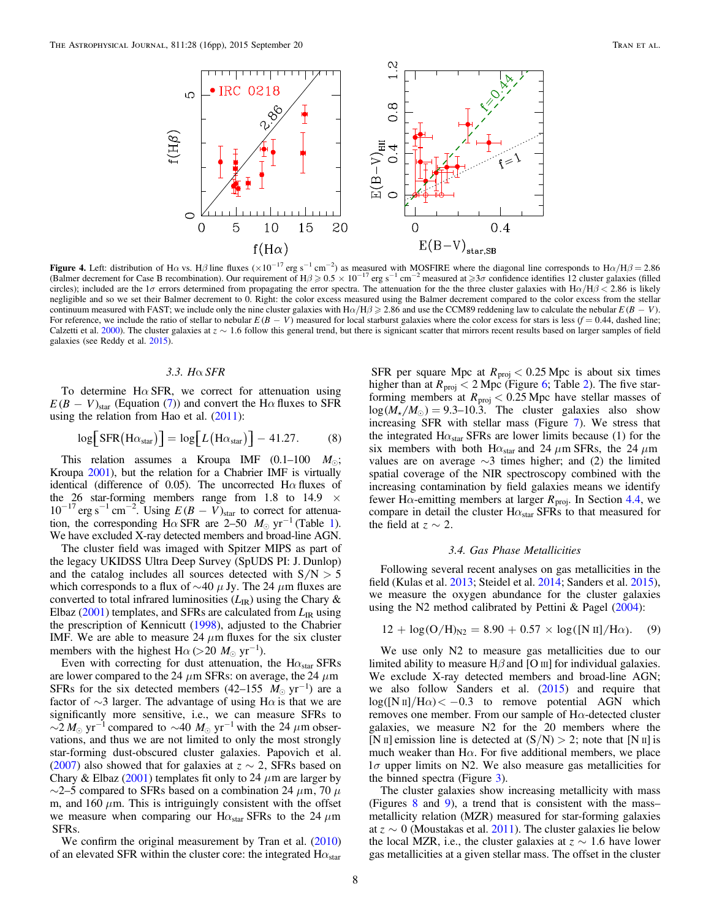**Figure 4.** Left: distribution of Hα vs. Hβ line fluxes ($\times10^{-17}$ erg s$^{-1}$ cm$^{-2}$) as measured with MOSFIRE where the diagonal line corresponds to Hα/Hβ = 2.86 (Balmer decrement for Case B recombination). Our requirement of Hβ $\geqslant 0.5 \times 10^{-17}$ erg s$^{-1}$ cm$^{-2}$ measured at $\geqslant 3\sigma$ confidence identifies 12 cluster galaxies (filled circles); included are the 1σ errors determined from propagating the error spectra. The attenuation for the the three cluster galaxies with Hα/Hβ < 2.86 is likely negligible and so we set their Balmer decrement to 0. Right: the color excess measured using the Balmer decrement compared to the color excess from the stellar continuum measured with FAST; we include only the nine cluster galaxies with Hα/Hβ $\geqslant$ 2.86 and use the CCM89 reddening law to calculate the nebular $E(B-V)$. For reference, we include the ratio of stellar to nebular $E(B-V)$ measured for local starburst galaxies where the color excess for stars is less ($f = 0.44$, dashed line; Calzetti et al. 2000). The cluster galaxies at $z \sim 1.6$ follow this general trend, but there is signicant scatter that mirrors recent results based on larger samples of field galaxies (see Reddy et al. 2015).

### 3.3. Hα SFR

To determine Hα SFR, we correct for attenuation using $E(B-V)_{\rm star}$ (Equation (7)) and convert the Hα fluxes to SFR using the relation from Hao et al. (2011):

$$\log[\mathrm{SFR}(\mathrm{H}\alpha_{\rm star})] = \log[L(\mathrm{H}\alpha_{\rm star})] - 41.27. \quad (8)$$

This relation assumes a Kroupa IMF (0.1–100 $M_\odot$; Kroupa 2001), but the relation for a Chabrier IMF is virtually identical (difference of 0.05). The uncorrected Hα fluxes of the 26 star-forming members range from 1.8 to 14.9 $\times$ $10^{-17}$ erg s$^{-1}$ cm$^{-2}$. Using $E(B-V)_{\rm star}$ to correct for attenuation, the corresponding Hα SFR are 2–50 $M_\odot$ yr$^{-1}$ (Table 1). We have excluded X-ray detected members and broad-line AGN.

The cluster field was imaged with Spitzer MIPS as part of the legacy UKIDSS Ultra Deep Survey (SpUDS PI: J. Dunlop) and the catalog includes all sources detected with S/N > 5 which corresponds to a flux of ~40 μ Jy. The 24 μm fluxes are converted to total infrared luminosities ($L_{\rm IR}$) using the Chary & Elbaz (2001) templates, and SFRs are calculated from $L_{\rm IR}$ using the prescription of Kennicutt (1998), adjusted to the Chabrier IMF. We are able to measure 24 μm fluxes for the six cluster members with the highest Hα (>20 $M_\odot$ yr$^{-1}$).

Even with correcting for dust attenuation, the $\mathrm{H}\alpha_{\rm star}$ SFRs are lower compared to the 24 μm SFRs: on average, the 24 μm SFRs for the six detected members (42–155 $M_\odot$ yr$^{-1}$) are a factor of ~3 larger. The advantage of using Hα is that we are significantly more sensitive, i.e., we can measure SFRs to ~2 $M_\odot$ yr$^{-1}$ compared to ~40 $M_\odot$ yr$^{-1}$ with the 24 μm observations, and thus we are not limited to only the most strongly star-forming dust-obscured cluster galaxies. Papovich et al. (2007) also showed that for galaxies at $z \sim 2$, SFRs based on Chary & Elbaz (2001) templates fit only to 24 μm are larger by ~2–5 compared to SFRs based on a combination 24 μm, 70 μ m, and 160 μm. This is intriguingly consistent with the offset we measure when comparing our $\mathrm{H}\alpha_{\rm star}$ SFRs to the 24 μm SFRs.

We confirm the original measurement by Tran et al. (2010) of an elevated SFR within the cluster core: the integrated $\mathrm{H}\alpha_{\rm star}$ SFR per square Mpc at $R_{\rm proj} < 0.25$ Mpc is about six times higher than at $R_{\rm proj} < 2$ Mpc (Figure 6; Table 2). The five star-forming members at $R_{\rm proj} < 0.25$ Mpc have stellar masses of $\log(M_\star/M_\odot) = 9.3$–$10.3$. The cluster galaxies also show increasing SFR with stellar mass (Figure 7). We stress that the integrated $\mathrm{H}\alpha_{\rm star}$ SFRs are lower limits because (1) for the six members with both $\mathrm{H}\alpha_{\rm star}$ and 24 μm SFRs, the 24 μm values are on average ~3 times higher; and (2) the limited spatial coverage of the NIR spectroscopy combined with the increasing contamination by field galaxies means we identify fewer Hα-emitting members at larger $R_{\rm proj}$. In Section 4.4, we compare in detail the cluster $\mathrm{H}\alpha_{\rm star}$ SFRs to that measured for the field at $z \sim 2$.

### 3.4. Gas Phase Metallicities

Following several recent analyses on gas metallicities in the field (Kulas et al. 2013; Steidel et al. 2014; Sanders et al. 2015), we measure the oxygen abundance for the cluster galaxies using the N2 method calibrated by Pettini & Pagel (2004):

$$12 + \log(\mathrm{O/H})_{\rm N2} = 8.90 + 0.57 \times \log([\mathrm{N\,II}]/\mathrm{H}\alpha). \quad (9)$$

We use only N2 to measure gas metallicities due to our limited ability to measure Hβ and [O III] for individual galaxies. We exclude X-ray detected members and broad-line AGN; we also follow Sanders et al. (2015) and require that $\log([\mathrm{N\,II}]/\mathrm{H}\alpha) < -0.3$ to remove potential AGN which removes one member. From our sample of Hα-detected cluster galaxies, we measure N2 for the 20 members where the [N II] emission line is detected at (S/N) > 2; note that [N II] is much weaker than Hα. For five additional members, we place 1σ upper limits on N2. We also measure gas metallicities for the binned spectra (Figure 3).

The cluster galaxies show increasing metallicity with mass (Figures 8 and 9), a trend that is consistent with the mass–metallicity relation (MZR) measured for star-forming galaxies at $z \sim 0$ (Moustakas et al. 2011). The cluster galaxies lie below the local MZR, i.e., the cluster galaxies at $z \sim 1.6$ have lower gas metallicities at a given stellar mass. The offset in the cluster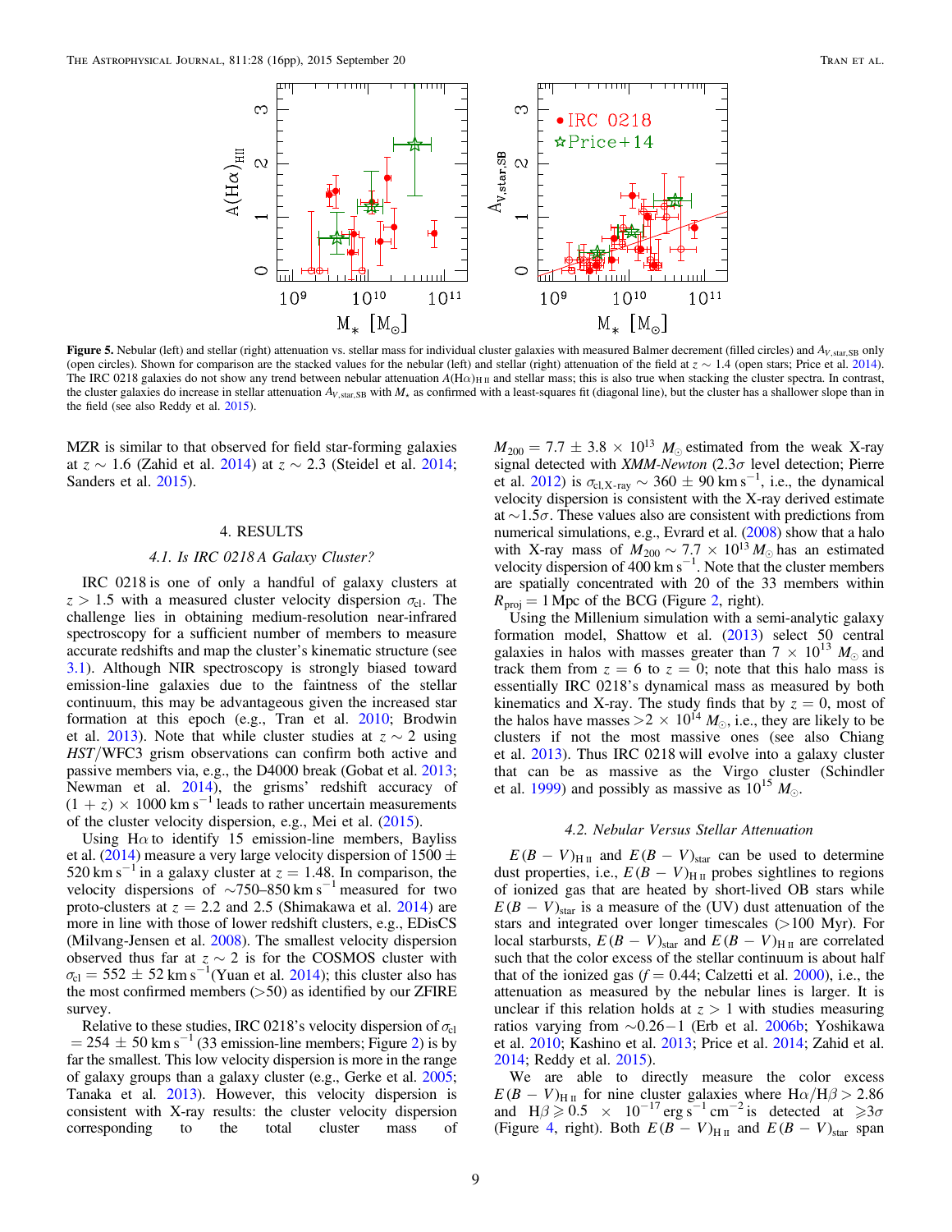**Figure 5.** Nebular (left) and stellar (right) attenuation vs. stellar mass for individual cluster galaxies with measured Balmer decrement (filled circles) and $A_{V,\mathrm{star,SB}}$ only (open circles). Shown for comparison are the stacked values for the nebular (left) and stellar (right) attenuation of the field at $z \sim 1.4$ (open stars; Price et al. 2014). The IRC 0218 galaxies do not show any trend between nebular attenuation $A(\mathrm{H}\alpha)_{\mathrm{H\,II}}$ and stellar mass; this is also true when stacking the cluster spectra. In contrast, the cluster galaxies do increase in stellar attenuation $A_{V,\mathrm{star,SB}}$ with $M_*$ as confirmed with a least-squares fit (diagonal line), but the cluster has a shallower slope than in the field (see also Reddy et al. 2015).

MZR is similar to that observed for field star-forming galaxies at $z \sim 1.6$ (Zahid et al. 2014) at $z \sim 2.3$ (Steidel et al. 2014; Sanders et al. 2015).

## 4. RESULTS

### 4.1. Is IRC 0218 A Galaxy Cluster?

IRC 0218 is one of only a handful of galaxy clusters at $z > 1.5$ with a measured cluster velocity dispersion $\sigma_{\mathrm{cl}}$. The challenge lies in obtaining medium-resolution near-infrared spectroscopy for a sufficient number of members to measure accurate redshifts and map the cluster's kinematic structure (see 3.1). Although NIR spectroscopy is strongly biased toward emission-line galaxies due to the faintness of the stellar continuum, this may be advantageous given the increased star formation at this epoch (e.g., Tran et al. 2010; Brodwin et al. 2013). Note that while cluster studies at $z \sim 2$ using *HST*/WFC3 grism observations can confirm both active and passive members via, e.g., the D4000 break (Gobat et al. 2013; Newman et al. 2014), the grisms' redshift accuracy of $(1 + z) \times 1000\ \mathrm{km\,s^{-1}}$ leads to rather uncertain measurements of the cluster velocity dispersion, e.g., Mei et al. (2015).

Using H$\alpha$ to identify 15 emission-line members, Bayliss et al. (2014) measure a very large velocity dispersion of $1500 \pm 520\ \mathrm{km\,s^{-1}}$ in a galaxy cluster at $z = 1.48$. In comparison, the velocity dispersions of $\sim$750–850 $\mathrm{km\,s^{-1}}$ measured for two proto-clusters at $z = 2.2$ and 2.5 (Shimakawa et al. 2014) are more in line with those of lower redshift clusters, e.g., EDisCS (Milvang-Jensen et al. 2008). The smallest velocity dispersion observed thus far at $z \sim 2$ is for the COSMOS cluster with $\sigma_{\mathrm{cl}} = 552 \pm 52\ \mathrm{km\,s^{-1}}$ (Yuan et al. 2014); this cluster also has the most confirmed members (>50) as identified by our ZFIRE survey.

Relative to these studies, IRC 0218's velocity dispersion of $\sigma_{\mathrm{cl}} = 254 \pm 50\ \mathrm{km\,s^{-1}}$ (33 emission-line members; Figure 2) is by far the smallest. This low velocity dispersion is more in the range of galaxy groups than a galaxy cluster (e.g., Gerke et al. 2005; Tanaka et al. 2013). However, this velocity dispersion is consistent with X-ray results: the cluster velocity dispersion corresponding to the total cluster mass of $M_{200} = 7.7 \pm 3.8 \times 10^{13}\ M_{\odot}$ estimated from the weak X-ray signal detected with *XMM-Newton* (2.3$\sigma$ level detection; Pierre et al. 2012) is $\sigma_{\mathrm{cl,X\text{-}ray}} \sim 360 \pm 90\ \mathrm{km\,s^{-1}}$, i.e., the dynamical velocity dispersion is consistent with the X-ray derived estimate at $\sim$1.5$\sigma$. These values also are consistent with predictions from numerical simulations, e.g., Evrard et al. (2008) show that a halo with X-ray mass of $M_{200} \sim 7.7 \times 10^{13} M_{\odot}$ has an estimated velocity dispersion of $400\ \mathrm{km\,s^{-1}}$. Note that the cluster members are spatially concentrated with 20 of the 33 members within $R_{\mathrm{proj}} = 1$ Mpc of the BCG (Figure 2, right).

Using the Millenium simulation with a semi-analytic galaxy formation model, Shattow et al. (2013) select 50 central galaxies in halos with masses greater than $7 \times 10^{13}\ M_{\odot}$ and track them from $z = 6$ to $z = 0$; note that this halo mass is essentially IRC 0218's dynamical mass as measured by both kinematics and X-ray. The study finds that by $z = 0$, most of the halos have masses $>2 \times 10^{14}\ M_{\odot}$, i.e., they are likely to be clusters if not the most massive ones (see also Chiang et al. 2013). Thus IRC 0218 will evolve into a galaxy cluster that can be as massive as the Virgo cluster (Schindler et al. 1999) and possibly as massive as $10^{15}\ M_{\odot}$.

### 4.2. Nebular Versus Stellar Attenuation

$E(B-V)_{\mathrm{H\,II}}$ and $E(B-V)_{\mathrm{star}}$ can be used to determine dust properties, i.e., $E(B-V)_{\mathrm{H\,II}}$ probes sightlines to regions of ionized gas that are heated by short-lived OB stars while $E(B-V)_{\mathrm{star}}$ is a measure of the (UV) dust attenuation of the stars and integrated over longer timescales (>100 Myr). For local starbursts, $E(B-V)_{\mathrm{star}}$ and $E(B-V)_{\mathrm{H\,II}}$ are correlated such that the color excess of the stellar continuum is about half that of the ionized gas ($f = 0.44$; Calzetti et al. 2000), i.e., the attenuation as measured by the nebular lines is larger. It is unclear if this relation holds at $z > 1$ with studies measuring ratios varying from $\sim$0.26–1 (Erb et al. 2006b; Yoshikawa et al. 2010; Kashino et al. 2013; Price et al. 2014; Zahid et al. 2014; Reddy et al. 2015).

We are able to directly measure the color excess $E(B-V)_{\mathrm{H\,II}}$ for nine cluster galaxies where $\mathrm{H}\alpha/\mathrm{H}\beta > 2.86$ and $\mathrm{H}\beta \geqslant 0.5 \times 10^{-17}\ \mathrm{erg\,s^{-1}\,cm^{-2}}$ is detected at $\geqslant 3\sigma$ (Figure 4, right). Both $E(B-V)_{\mathrm{H\,II}}$ and $E(B-V)_{\mathrm{star}}$ span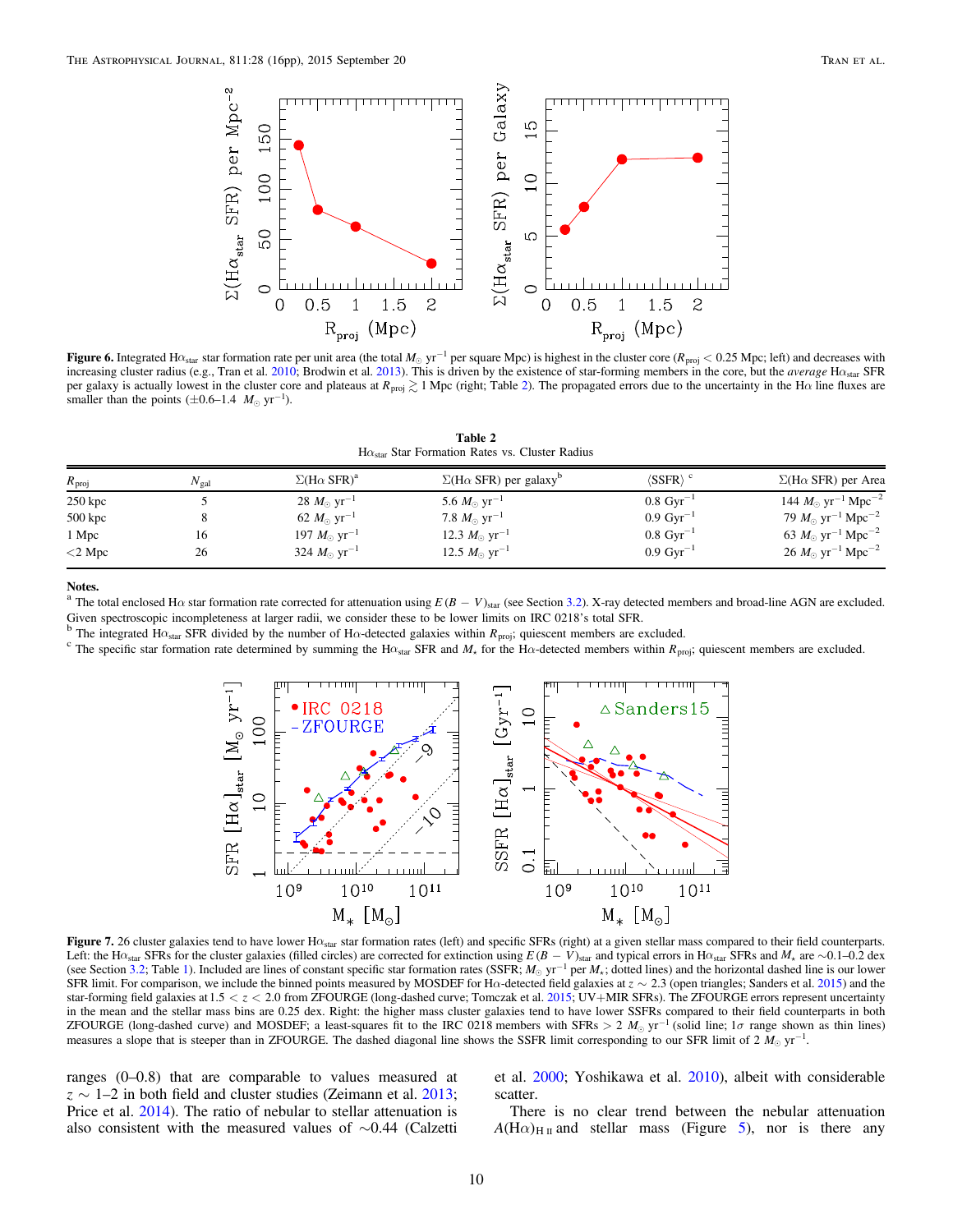**Figure 6.** Integrated H$\alpha_{\rm star}$ star formation rate per unit area (the total $M_\odot$ yr$^{-1}$ per square Mpc) is highest in the cluster core ($R_{\rm proj} < 0.25$ Mpc; left) and decreases with increasing cluster radius (e.g., Tran et al. 2010; Brodwin et al. 2013). This is driven by the existence of star-forming members in the core, but the *average* H$\alpha_{\rm star}$ SFR per galaxy is actually lowest in the cluster core and plateaus at $R_{\rm proj} \gtrsim 1$ Mpc (right; Table 2). The propagated errors due to the uncertainty in the H$\alpha$ line fluxes are smaller than the points ($\pm$0.6–1.4 $M_\odot$ yr$^{-1}$).

**Table 2**
H$\alpha_{\rm star}$ Star Formation Rates vs. Cluster Radius

| $R_{\rm proj}$ | $N_{\rm gal}$ | $\Sigma$(H$\alpha$ SFR)[a] | $\Sigma$(H$\alpha$ SFR) per galaxy[b] | $\langle$SSFR$\rangle$ [c] | $\Sigma$(H$\alpha$ SFR) per Area |
|---|---|---|---|---|---|
| 250 kpc | 5 | 28 $M_\odot$ yr$^{-1}$ | 5.6 $M_\odot$ yr$^{-1}$ | 0.8 Gyr$^{-1}$ | 144 $M_\odot$ yr$^{-1}$ Mpc$^{-2}$ |
| 500 kpc | 8 | 62 $M_\odot$ yr$^{-1}$ | 7.8 $M_\odot$ yr$^{-1}$ | 0.9 Gyr$^{-1}$ | 79 $M_\odot$ yr$^{-1}$ Mpc$^{-2}$ |
| 1 Mpc | 16 | 197 $M_\odot$ yr$^{-1}$ | 12.3 $M_\odot$ yr$^{-1}$ | 0.8 Gyr$^{-1}$ | 63 $M_\odot$ yr$^{-1}$ Mpc$^{-2}$ |
| <2 Mpc | 26 | 324 $M_\odot$ yr$^{-1}$ | 12.5 $M_\odot$ yr$^{-1}$ | 0.9 Gyr$^{-1}$ | 26 $M_\odot$ yr$^{-1}$ Mpc$^{-2}$ |

**Notes.**
[a] The total enclosed H$\alpha$ star formation rate corrected for attenuation using $E(B-V)_{\rm star}$ (see Section 3.2). X-ray detected members and broad-line AGN are excluded. Given spectroscopic incompleteness at larger radii, we consider these to be lower limits on IRC 0218's total SFR.
[b] The integrated H$\alpha_{\rm star}$ SFR divided by the number of H$\alpha$-detected galaxies within $R_{\rm proj}$; quiescent members are excluded.
[c] The specific star formation rate determined by summing the H$\alpha_{\rm star}$ SFR and $M_*$ for the H$\alpha$-detected members within $R_{\rm proj}$; quiescent members are excluded.

**Figure 7.** 26 cluster galaxies tend to have lower H$\alpha_{\rm star}$ star formation rates (left) and specific SFRs (right) at a given stellar mass compared to their field counterparts. Left: the H$\alpha_{\rm star}$ SFRs for the cluster galaxies (filled circles) are corrected for extinction using $E(B-V)_{\rm star}$ and typical errors in H$\alpha_{\rm star}$ SFRs and $M_*$ are $\sim$0.1–0.2 dex (see Section 3.2; Table 1). Included are lines of constant specific star formation rates (SSFR; $M_\odot$ yr$^{-1}$ per $M_*$; dotted lines) and the horizontal dashed line is our lower SFR limit. For comparison, we include the binned points measured by MOSDEF for H$\alpha$-detected field galaxies at $z \sim 2.3$ (open triangles; Sanders et al. 2015) and the star-forming field galaxies at $1.5 < z < 2.0$ from ZFOURGE (long-dashed curve; Tomczak et al. 2015; UV+MIR SFRs). The ZFOURGE errors represent uncertainty in the mean and the stellar mass bins are 0.25 dex. Right: the higher mass cluster galaxies tend to have lower SSFRs compared to their field counterparts in both ZFOURGE (long-dashed curve) and MOSDEF; a least-squares fit to the IRC 0218 members with SFRs $> 2$ $M_\odot$ yr$^{-1}$ (solid line; 1$\sigma$ range shown as thin lines) measures a slope that is steeper than in ZFOURGE. The dashed diagonal line shows the SSFR limit corresponding to our SFR limit of 2 $M_\odot$ yr$^{-1}$.

ranges (0–0.8) that are comparable to values measured at $z \sim 1$–2 in both field and cluster studies (Zeimann et al. 2013; Price et al. 2014). The ratio of nebular to stellar attenuation is also consistent with the measured values of $\sim$0.44 (Calzetti et al. 2000; Yoshikawa et al. 2010), albeit with considerable scatter.

There is no clear trend between the nebular attenuation $A(\mathrm{H}\alpha)_{\rm H\,II}$ and stellar mass (Figure 5), nor is there any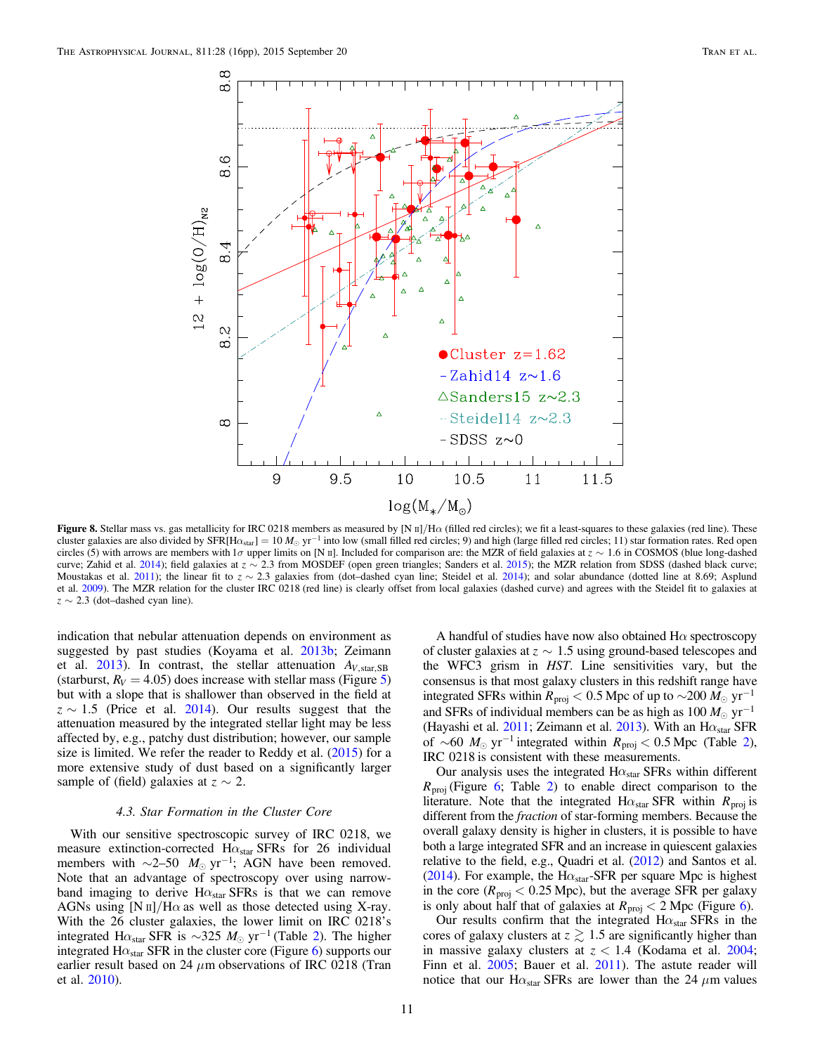**Figure 8.** Stellar mass vs. gas metallicity for IRC 0218 members as measured by [N II]/Hα (filled red circles); we fit a least-squares to these galaxies (red line). These cluster galaxies are also divided by SFR[Hα$_{\rm star}$] = 10 $M_\odot$ yr$^{-1}$ into low (small filled red circles; 9) and high (large filled red circles; 11) star formation rates. Red open circles (5) with arrows are members with 1σ upper limits on [N II]. Included for comparison are: the MZR of field galaxies at $z \sim 1.6$ in COSMOS (blue long-dashed curve; Zahid et al. 2014); field galaxies at $z \sim 2.3$ from MOSDEF (open green triangles; Sanders et al. 2015); the MZR relation from SDSS (dashed black curve; Moustakas et al. 2011); the linear fit to $z \sim 2.3$ galaxies from (dot–dashed cyan line; Steidel et al. 2014); and solar abundance (dotted line at 8.69; Asplund et al. 2009). The MZR relation for the cluster IRC 0218 (red line) is clearly offset from local galaxies (dashed curve) and agrees with the Steidel fit to galaxies at $z \sim 2.3$ (dot–dashed cyan line).

indication that nebular attenuation depends on environment as suggested by past studies (Koyama et al. 2013b; Zeimann et al. 2013). In contrast, the stellar attenuation $A_{V,\rm star,SB}$ (starburst, $R_V = 4.05$) does increase with stellar mass (Figure 5) but with a slope that is shallower than observed in the field at $z \sim 1.5$ (Price et al. 2014). Our results suggest that the attenuation measured by the integrated stellar light may be less affected by, e.g., patchy dust distribution; however, our sample size is limited. We refer the reader to Reddy et al. (2015) for a more extensive study of dust based on a significantly larger sample of (field) galaxies at $z \sim 2$.

### 4.3. Star Formation in the Cluster Core

With our sensitive spectroscopic survey of IRC 0218, we measure extinction-corrected Hα$_{\rm star}$ SFRs for 26 individual members with ∼2–50 $M_\odot$ yr$^{-1}$; AGN have been removed. Note that an advantage of spectroscopy over using narrow-band imaging to derive Hα$_{\rm star}$ SFRs is that we can remove AGNs using [N II]/Hα as well as those detected using X-ray. With the 26 cluster galaxies, the lower limit on IRC 0218's integrated Hα$_{\rm star}$ SFR is ∼325 $M_\odot$ yr$^{-1}$ (Table 2). The higher integrated Hα$_{\rm star}$ SFR in the cluster core (Figure 6) supports our earlier result based on 24 μm observations of IRC 0218 (Tran et al. 2010).

A handful of studies have now also obtained Hα spectroscopy of cluster galaxies at $z \sim 1.5$ using ground-based telescopes and the WFC3 grism in *HST*. Line sensitivities vary, but the consensus is that most galaxy clusters in this redshift range have integrated SFRs within $R_{\rm proj} < 0.5$ Mpc of up to ∼200 $M_\odot$ yr$^{-1}$ and SFRs of individual members can be as high as 100 $M_\odot$ yr$^{-1}$ (Hayashi et al. 2011; Zeimann et al. 2013). With an Hα$_{\rm star}$ SFR of ∼60 $M_\odot$ yr$^{-1}$ integrated within $R_{\rm proj} < 0.5$ Mpc (Table 2), IRC 0218 is consistent with these measurements.

Our analysis uses the integrated Hα$_{\rm star}$ SFRs within different $R_{\rm proj}$ (Figure 6; Table 2) to enable direct comparison to the literature. Note that the integrated Hα$_{\rm star}$ SFR within $R_{\rm proj}$ is different from the *fraction* of star-forming members. Because the overall galaxy density is higher in clusters, it is possible to have both a large integrated SFR and an increase in quiescent galaxies relative to the field, e.g., Quadri et al. (2012) and Santos et al. (2014). For example, the Hα$_{\rm star}$-SFR per square Mpc is highest in the core ($R_{\rm proj} < 0.25$ Mpc), but the average SFR per galaxy is only about half that of galaxies at $R_{\rm proj} < 2$ Mpc (Figure 6).

Our results confirm that the integrated Hα$_{\rm star}$ SFRs in the cores of galaxy clusters at $z \gtrsim 1.5$ are significantly higher than in massive galaxy clusters at $z < 1.4$ (Kodama et al. 2004; Finn et al. 2005; Bauer et al. 2011). The astute reader will notice that our Hα$_{\rm star}$ SFRs are lower than the 24 μm values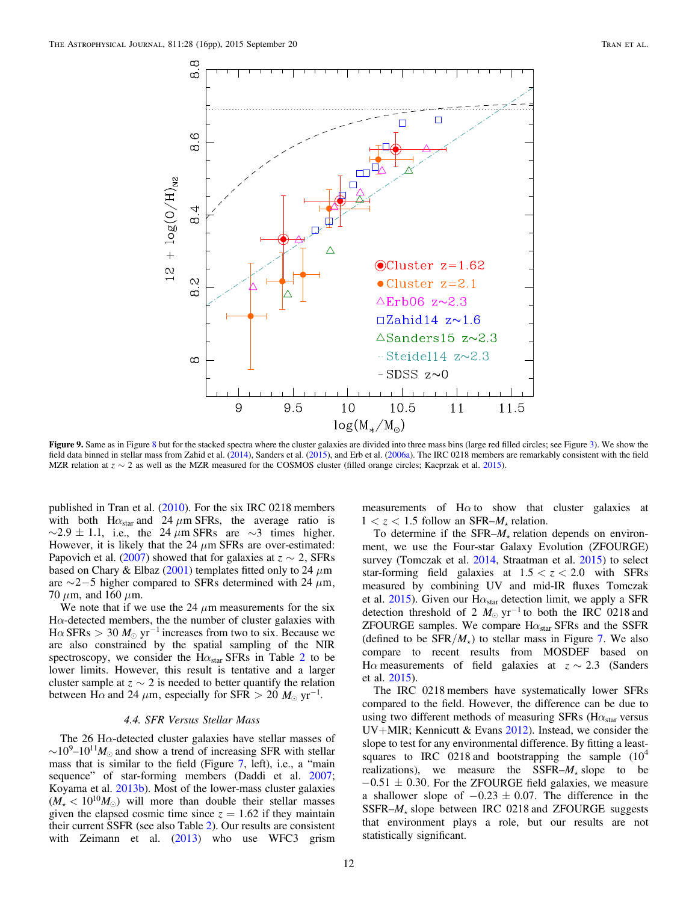**Figure 9.** Same as in Figure 8 but for the stacked spectra where the cluster galaxies are divided into three mass bins (large red filled circles; see Figure 3). We show the field data binned in stellar mass from Zahid et al. (2014), Sanders et al. (2015), and Erb et al. (2006a). The IRC 0218 members are remarkably consistent with the field MZR relation at $z \sim 2$ as well as the MZR measured for the COSMOS cluster (filled orange circles; Kacprzak et al. 2015).

published in Tran et al. (2010). For the six IRC 0218 members with both $H\alpha_{star}$ and 24 $\mu$m SFRs, the average ratio is $\sim 2.9 \pm 1.1$, i.e., the 24 $\mu$m SFRs are $\sim 3$ times higher. However, it is likely that the 24 $\mu$m SFRs are over-estimated: Papovich et al. (2007) showed that for galaxies at $z \sim 2$, SFRs based on Chary & Elbaz (2001) templates fitted only to 24 $\mu$m are $\sim 2-5$ higher compared to SFRs determined with 24 $\mu$m, 70 $\mu$m, and 160 $\mu$m.

We note that if we use the 24 $\mu$m measurements for the six Hα-detected members, the the number of cluster galaxies with Hα SFRs $> 30\ M_{\odot}$ yr$^{-1}$ increases from two to six. Because we are also constrained by the spatial sampling of the NIR spectroscopy, we consider the $H\alpha_{star}$ SFRs in Table 2 to be lower limits. However, this result is tentative and a larger cluster sample at $z \sim 2$ is needed to better quantify the relation between Hα and 24 $\mu$m, especially for SFR $> 20\ M_{\odot}$ yr$^{-1}$.

### 4.4. SFR Versus Stellar Mass

The 26 Hα-detected cluster galaxies have stellar masses of $\sim 10^{9}$–$10^{11} M_{\odot}$ and show a trend of increasing SFR with stellar mass that is similar to the field (Figure 7, left), i.e., a "main sequence" of star-forming members (Daddi et al. 2007; Koyama et al. 2013b). Most of the lower-mass cluster galaxies ($M_{\star} < 10^{10} M_{\odot}$) will more than double their stellar masses given the elapsed cosmic time since $z = 1.62$ if they maintain their current SSFR (see also Table 2). Our results are consistent with Zeimann et al. (2013) who use WFC3 grism measurements of Hα to show that cluster galaxies at $1 < z < 1.5$ follow an SFR–$M_{\star}$ relation.

To determine if the SFR–$M_{\star}$ relation depends on environment, we use the Four-star Galaxy Evolution (ZFOURGE) survey (Tomczak et al. 2014, Straatman et al. 2015) to select star-forming field galaxies at $1.5 < z < 2.0$ with SFRs measured by combining UV and mid-IR fluxes Tomczak et al. 2015). Given our $H\alpha_{star}$ detection limit, we apply a SFR detection threshold of 2 $M_{\odot}$ yr$^{-1}$ to both the IRC 0218 and ZFOURGE samples. We compare $H\alpha_{star}$ SFRs and the SSFR (defined to be SFR/$M_{\star}$) to stellar mass in Figure 7. We also compare to recent results from MOSDEF based on Hα measurements of field galaxies at $z \sim 2.3$ (Sanders et al. 2015).

The IRC 0218 members have systematically lower SFRs compared to the field. However, the difference can be due to using two different methods of measuring SFRs ($H\alpha_{star}$ versus UV+MIR; Kennicutt & Evans 2012). Instead, we consider the slope to test for any environmental difference. By fitting a least-squares to IRC 0218 and bootstrapping the sample ($10^{4}$ realizations), we measure the SSFR–$M_{\star}$ slope to be $-0.51 \pm 0.30$. For the ZFOURGE field galaxies, we measure a shallower slope of $-0.23 \pm 0.07$. The difference in the SSFR–$M_{\star}$ slope between IRC 0218 and ZFOURGE suggests that environment plays a role, but our results are not statistically significant.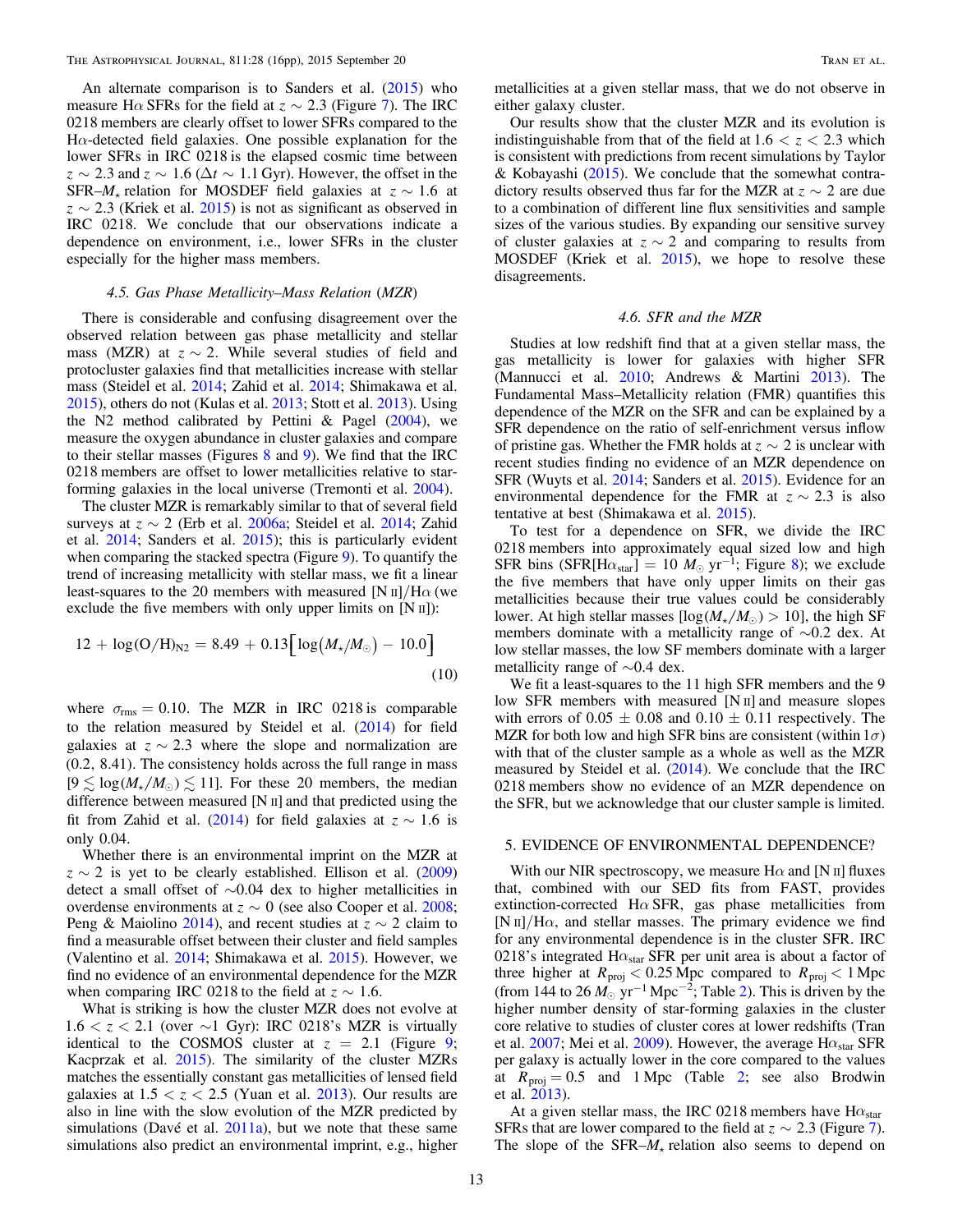An alternate comparison is to Sanders et al. (2015) who measure Hα SFRs for the field at $z \sim 2.3$ (Figure 7). The IRC 0218 members are clearly offset to lower SFRs compared to the Hα-detected field galaxies. One possible explanation for the lower SFRs in IRC 0218 is the elapsed cosmic time between $z \sim 2.3$ and $z \sim 1.6$ ($\Delta t \sim 1.1$ Gyr). However, the offset in the SFR–$M_\star$ relation for MOSDEF field galaxies at $z \sim 1.6$ at $z \sim 2.3$ (Kriek et al. 2015) is not as significant as observed in IRC 0218. We conclude that our observations indicate a dependence on environment, i.e., lower SFRs in the cluster especially for the higher mass members.

### 4.5. Gas Phase Metallicity–Mass Relation (MZR)

There is considerable and confusing disagreement over the observed relation between gas phase metallicity and stellar mass (MZR) at $z \sim 2$. While several studies of field and protocluster galaxies find that metallicities increase with stellar mass (Steidel et al. 2014; Zahid et al. 2014; Shimakawa et al. 2015), others do not (Kulas et al. 2013; Stott et al. 2013). Using the N2 method calibrated by Pettini & Pagel (2004), we measure the oxygen abundance in cluster galaxies and compare to their stellar masses (Figures 8 and 9). We find that the IRC 0218 members are offset to lower metallicities relative to star-forming galaxies in the local universe (Tremonti et al. 2004).

The cluster MZR is remarkably similar to that of several field surveys at $z \sim 2$ (Erb et al. 2006a; Steidel et al. 2014; Zahid et al. 2014; Sanders et al. 2015); this is particularly evident when comparing the stacked spectra (Figure 9). To quantify the trend of increasing metallicity with stellar mass, we fit a linear least-squares to the 20 members with measured [N II]/Hα (we exclude the five members with only upper limits on [N II]):

$$12 + \log(\mathrm{O/H})_{\mathrm{N2}} = 8.49 + 0.13\left[\log(M_\star/M_\odot) - 10.0\right] \quad (10)$$

where $\sigma_{\mathrm{rms}} = 0.10$. The MZR in IRC 0218 is comparable to the relation measured by Steidel et al. (2014) for field galaxies at $z \sim 2.3$ where the slope and normalization are (0.2, 8.41). The consistency holds across the full range in mass [$9 \lesssim \log(M_\star/M_\odot) \lesssim 11$]. For these 20 members, the median difference between measured [N II] and that predicted using the fit from Zahid et al. (2014) for field galaxies at $z \sim 1.6$ is only 0.04.

Whether there is an environmental imprint on the MZR at $z \sim 2$ is yet to be clearly established. Ellison et al. (2009) detect a small offset of ~0.04 dex to higher metallicities in overdense environments at $z \sim 0$ (see also Cooper et al. 2008; Peng & Maiolino 2014), and recent studies at $z \sim 2$ claim to find a measurable offset between their cluster and field samples (Valentino et al. 2014; Shimakawa et al. 2015). However, we find no evidence of an environmental dependence for the MZR when comparing IRC 0218 to the field at $z \sim 1.6$.

What is striking is how the cluster MZR does not evolve at $1.6 < z < 2.1$ (over ~1 Gyr): IRC 0218's MZR is virtually identical to the COSMOS cluster at $z = 2.1$ (Figure 9; Kacprzak et al. 2015). The similarity of the cluster MZRs matches the essentially constant gas metallicities of lensed field galaxies at $1.5 < z < 2.5$ (Yuan et al. 2013). Our results are also in line with the slow evolution of the MZR predicted by simulations (Davé et al. 2011a), but we note that these same simulations also predict an environmental imprint, e.g., higher metallicities at a given stellar mass, that we do not observe in either galaxy cluster.

Our results show that the cluster MZR and its evolution is indistinguishable from that of the field at $1.6 < z < 2.3$ which is consistent with predictions from recent simulations by Taylor & Kobayashi (2015). We conclude that the somewhat contradictory results observed thus far for the MZR at $z \sim 2$ are due to a combination of different line flux sensitivities and sample sizes of the various studies. By expanding our sensitive survey of cluster galaxies at $z \sim 2$ and comparing to results from MOSDEF (Kriek et al. 2015), we hope to resolve these disagreements.

### 4.6. SFR and the MZR

Studies at low redshift find that at a given stellar mass, the gas metallicity is lower for galaxies with higher SFR (Mannucci et al. 2010; Andrews & Martini 2013). The Fundamental Mass–Metallicity relation (FMR) quantifies this dependence of the MZR on the SFR and can be explained by a SFR dependence on the ratio of self-enrichment versus inflow of pristine gas. Whether the FMR holds at $z \sim 2$ is unclear with recent studies finding no evidence of an MZR dependence on SFR (Wuyts et al. 2014; Sanders et al. 2015). Evidence for an environmental dependence for the FMR at $z \sim 2.3$ is also tentative at best (Shimakawa et al. 2015).

To test for a dependence on SFR, we divide the IRC 0218 members into approximately equal sized low and high SFR bins (SFR[$\mathrm{H}\alpha_{\mathrm{star}}$] = 10 $M_\odot$ yr$^{-1}$; Figure 8); we exclude the five members that have only upper limits on their gas metallicities because their true values could be considerably lower. At high stellar masses [$\log(M_\star/M_\odot) > 10$], the high SF members dominate with a metallicity range of ~0.2 dex. At low stellar masses, the low SF members dominate with a larger metallicity range of ~0.4 dex.

We fit a least-squares to the 11 high SFR members and the 9 low SFR members with measured [N II] and measure slopes with errors of $0.05 \pm 0.08$ and $0.10 \pm 0.11$ respectively. The MZR for both low and high SFR bins are consistent (within 1$\sigma$) with that of the cluster sample as a whole as well as the MZR measured by Steidel et al. (2014). We conclude that the IRC 0218 members show no evidence of an MZR dependence on the SFR, but we acknowledge that our cluster sample is limited.

## 5. EVIDENCE OF ENVIRONMENTAL DEPENDENCE?

With our NIR spectroscopy, we measure Hα and [N II] fluxes that, combined with our SED fits from FAST, provides extinction-corrected Hα SFR, gas phase metallicities from [N II]/Hα, and stellar masses. The primary evidence we find for any environmental dependence is in the cluster SFR. IRC 0218's integrated $\mathrm{H}\alpha_{\mathrm{star}}$ SFR per unit area is about a factor of three higher at $R_{\mathrm{proj}} < 0.25$ Mpc compared to $R_{\mathrm{proj}} < 1$ Mpc (from 144 to 26 $M_\odot$ yr$^{-1}$ Mpc$^{-2}$; Table 2). This is driven by the higher number density of star-forming galaxies in the cluster core relative to studies of cluster cores at lower redshifts (Tran et al. 2007; Mei et al. 2009). However, the average $\mathrm{H}\alpha_{\mathrm{star}}$ SFR per galaxy is actually lower in the core compared to the values at $R_{\mathrm{proj}} = 0.5$ and 1 Mpc (Table 2; see also Brodwin et al. 2013).

At a given stellar mass, the IRC 0218 members have $\mathrm{H}\alpha_{\mathrm{star}}$ SFRs that are lower compared to the field at $z \sim 2.3$ (Figure 7). The slope of the SFR–$M_\star$ relation also seems to depend on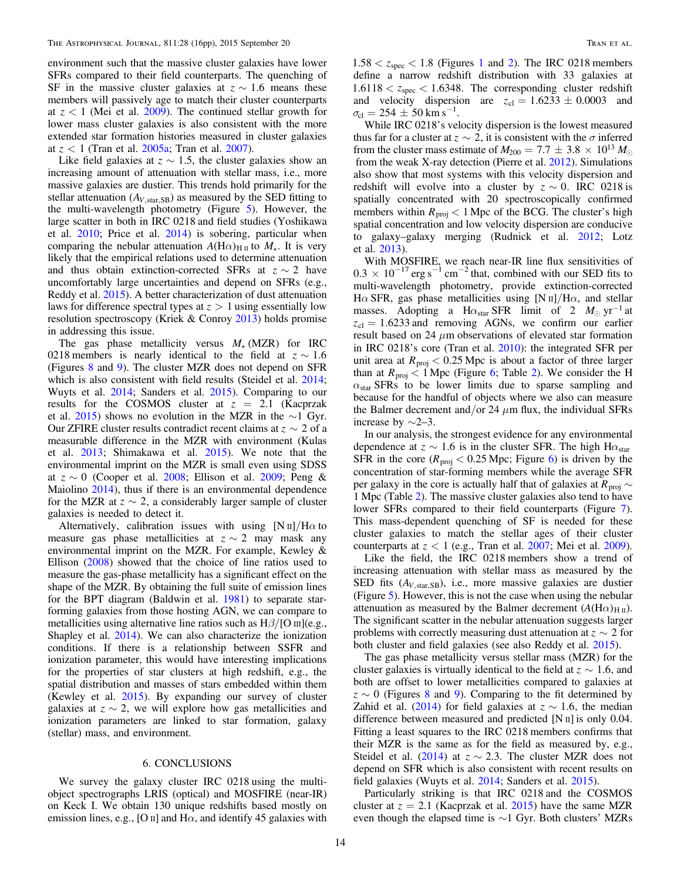environment such that the massive cluster galaxies have lower SFRs compared to their field counterparts. The quenching of SF in the massive cluster galaxies at $z \sim 1.6$ means these members will passively age to match their cluster counterparts at $z < 1$ (Mei et al. 2009). The continued stellar growth for lower mass cluster galaxies is also consistent with the more extended star formation histories measured in cluster galaxies at $z < 1$ (Tran et al. 2005a; Tran et al. 2007).

Like field galaxies at $z \sim 1.5$, the cluster galaxies show an increasing amount of attenuation with stellar mass, i.e., more massive galaxies are dustier. This trends hold primarily for the stellar attenuation ($A_{V,\mathrm{star,SB}}$) as measured by the SED fitting to the multi-wavelength photometry (Figure 5). However, the large scatter in both in IRC 0218 and field studies (Yoshikawa et al. 2010; Price et al. 2014) is sobering, particular when comparing the nebular attenuation $A(\mathrm{H}\alpha)_{\mathrm{H\,II}}$ to $M_\star$. It is very likely that the empirical relations used to determine attenuation and thus obtain extinction-corrected SFRs at $z \sim 2$ have uncomfortably large uncertainties and depend on SFRs (e.g., Reddy et al. 2015). A better characterization of dust attenuation laws for difference spectral types at $z > 1$ using essentially low resolution spectroscopy (Kriek & Conroy 2013) holds promise in addressing this issue.

The gas phase metallicity versus $M_\star$ (MZR) for IRC 0218 members is nearly identical to the field at $z \sim 1.6$ (Figures 8 and 9). The cluster MZR does not depend on SFR which is also consistent with field results (Steidel et al. 2014; Wuyts et al. 2014; Sanders et al. 2015). Comparing to our results for the COSMOS cluster at $z = 2.1$ (Kacprzak et al. 2015) shows no evolution in the MZR in the $\sim$1 Gyr. Our ZFIRE cluster results contradict recent claims at $z \sim 2$ of a measurable difference in the MZR with environment (Kulas et al. 2013; Shimakawa et al. 2015). We note that the environmental imprint on the MZR is small even using SDSS at $z \sim 0$ (Cooper et al. 2008; Ellison et al. 2009; Peng & Maiolino 2014), thus if there is an environmental dependence for the MZR at $z \sim 2$, a considerably larger sample of cluster galaxies is needed to detect it.

Alternatively, calibration issues with using [N II]/Hα to measure gas phase metallicities at $z \sim 2$ may mask any environmental imprint on the MZR. For example, Kewley & Ellison (2008) showed that the choice of line ratios used to measure the gas-phase metallicity has a significant effect on the shape of the MZR. By obtaining the full suite of emission lines for the BPT diagram (Baldwin et al. 1981) to separate star-forming galaxies from those hosting AGN, we can compare to metallicities using alternative line ratios such as Hβ/[O III](e.g., Shapley et al. 2014). We can also characterize the ionization conditions. If there is a relationship between SSFR and ionization parameter, this would have interesting implications for the properties of star clusters at high redshift, e.g., the spatial distribution and masses of stars embedded within them (Kewley et al. 2015). By expanding our survey of cluster galaxies at $z \sim 2$, we will explore how gas metallicities and ionization parameters are linked to star formation, galaxy (stellar) mass, and environment.

## 6. CONCLUSIONS

We survey the galaxy cluster IRC 0218 using the multi-object spectrographs LRIS (optical) and MOSFIRE (near-IR) on Keck I. We obtain 130 unique redshifts based mostly on emission lines, e.g., [O II] and Hα, and identify 45 galaxies with $1.58 < z_{\mathrm{spec}} < 1.8$ (Figures 1 and 2). The IRC 0218 members define a narrow redshift distribution with 33 galaxies at $1.6118 < z_{\mathrm{spec}} < 1.6348$. The corresponding cluster redshift and velocity dispersion are $z_{\mathrm{cl}} = 1.6233 \pm 0.0003$ and $\sigma_{\mathrm{cl}} = 254 \pm 50$ km s$^{-1}$.

While IRC 0218's velocity dispersion is the lowest measured thus far for a cluster at $z \sim 2$, it is consistent with the $\sigma$ inferred from the cluster mass estimate of $M_{200} = 7.7 \pm 3.8 \times 10^{13}\,M_\odot$ from the weak X-ray detection (Pierre et al. 2012). Simulations also show that most systems with this velocity dispersion and redshift will evolve into a cluster by $z \sim 0$. IRC 0218 is spatially concentrated with 20 spectroscopically confirmed members within $R_{\mathrm{proj}} < 1$ Mpc of the BCG. The cluster's high spatial concentration and low velocity dispersion are conducive to galaxy–galaxy merging (Rudnick et al. 2012; Lotz et al. 2013).

With MOSFIRE, we reach near-IR line flux sensitivities of $0.3 \times 10^{-17}$ erg s$^{-1}$ cm$^{-2}$ that, combined with our SED fits to multi-wavelength photometry, provide extinction-corrected Hα SFR, gas phase metallicities using [N II]/Hα, and stellar masses. Adopting a $\mathrm{H}\alpha_{\mathrm{star}}$ SFR limit of 2 $M_\odot$ yr$^{-1}$ at $z_{\mathrm{cl}} = 1.6233$ and removing AGNs, we confirm our earlier result based on 24 $\mu$m observations of elevated star formation in IRC 0218's core (Tran et al. 2010): the integrated SFR per unit area at $R_{\mathrm{proj}} < 0.25$ Mpc is about a factor of three larger than at $R_{\mathrm{proj}} < 1$ Mpc (Figure 6; Table 2). We consider the $\mathrm{H}\alpha_{\mathrm{star}}$ SFRs to be lower limits due to sparse sampling and because for the handful of objects where we also can measure the Balmer decrement and/or 24 $\mu$m flux, the individual SFRs increase by $\sim$2–3.

In our analysis, the strongest evidence for any environmental dependence at $z \sim 1.6$ is in the cluster SFR. The high $\mathrm{H}\alpha_{\mathrm{star}}$ SFR in the core ($R_{\mathrm{proj}} < 0.25$ Mpc; Figure 6) is driven by the concentration of star-forming members while the average SFR per galaxy in the core is actually half that of galaxies at $R_{\mathrm{proj}} \sim 1$ Mpc (Table 2). The massive cluster galaxies also tend to have lower SFRs compared to their field counterparts (Figure 7). This mass-dependent quenching of SF is needed for these cluster galaxies to match the stellar ages of their cluster counterparts at $z < 1$ (e.g., Tran et al. 2007; Mei et al. 2009).

Like the field, the IRC 0218 members show a trend of increasing attenuation with stellar mass as measured by the SED fits ($A_{V,\mathrm{star,SB}}$), i.e., more massive galaxies are dustier (Figure 5). However, this is not the case when using the nebular attenuation as measured by the Balmer decrement ($A(\mathrm{H}\alpha)_{\mathrm{H\,II}}$). The significant scatter in the nebular attenuation suggests larger problems with correctly measuring dust attenuation at $z \sim 2$ for both cluster and field galaxies (see also Reddy et al. 2015).

The gas phase metallicity versus stellar mass (MZR) for the cluster galaxies is virtually identical to the field at $z \sim 1.6$, and both are offset to lower metallicities compared to galaxies at $z \sim 0$ (Figures 8 and 9). Comparing to the fit determined by Zahid et al. (2014) for field galaxies at $z \sim 1.6$, the median difference between measured and predicted [N II] is only 0.04. Fitting a least squares to the IRC 0218 members confirms that their MZR is the same as for the field as measured by, e.g., Steidel et al. (2014) at $z \sim 2.3$. The cluster MZR does not depend on SFR which is also consistent with recent results on field galaxies (Wuyts et al. 2014; Sanders et al. 2015).

Particularly striking is that IRC 0218 and the COSMOS cluster at $z = 2.1$ (Kacprzak et al. 2015) have the same MZR even though the elapsed time is $\sim$1 Gyr. Both clusters' MZRs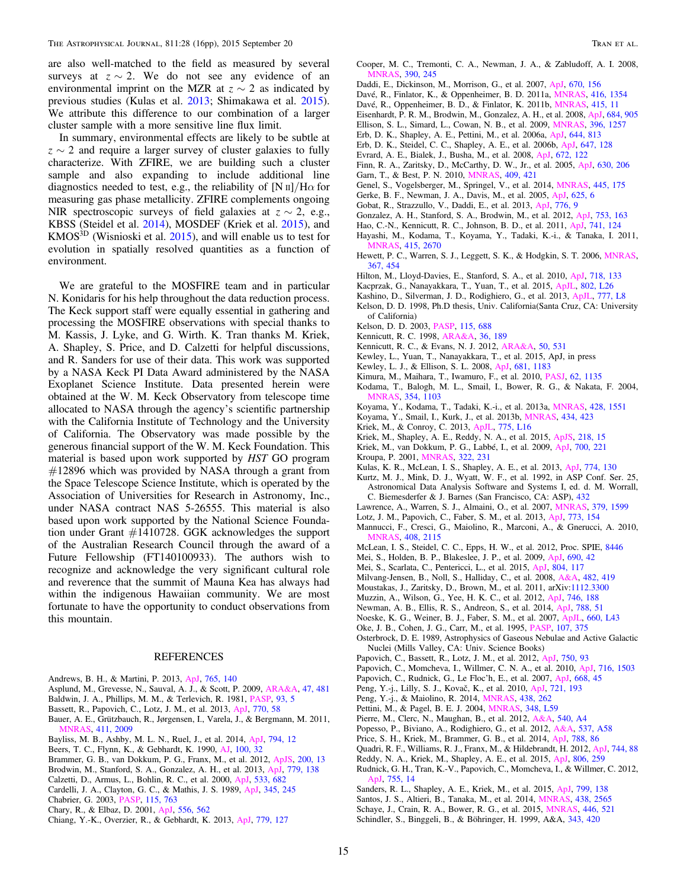are also well-matched to the field as measured by several surveys at $z \sim 2$. We do not see any evidence of an environmental imprint on the MZR at $z \sim 2$ as indicated by previous studies (Kulas et al. 2013; Shimakawa et al. 2015). We attribute this difference to our combination of a larger cluster sample with a more sensitive line flux limit.

In summary, environmental effects are likely to be subtle at $z \sim 2$ and require a larger survey of cluster galaxies to fully characterize. With ZFIRE, we are building such a cluster sample and also expanding to include additional line diagnostics needed to test, e.g., the reliability of [N II]/H$\alpha$ for measuring gas phase metallicity. ZFIRE complements ongoing NIR spectroscopic surveys of field galaxies at $z \sim 2$, e.g., KBSS (Steidel et al. 2014), MOSDEF (Kriek et al. 2015), and KMOS$^{3D}$ (Wisnioski et al. 2015), and will enable us to test for evolution in spatially resolved quantities as a function of environment.

We are grateful to the MOSFIRE team and in particular N. Konidaris for his help throughout the data reduction process. The Keck support staff were equally essential in gathering and processing the MOSFIRE observations with special thanks to M. Kassis, J. Lyke, and G. Wirth. K. Tran thanks M. Kriek, A. Shapley, S. Price, and D. Calzetti for helpful discussions, and R. Sanders for use of their data. This work was supported by a NASA Keck PI Data Award administered by the NASA Exoplanet Science Institute. Data presented herein were obtained at the W. M. Keck Observatory from telescope time allocated to NASA through the agency's scientific partnership with the California Institute of Technology and the University of California. The Observatory was made possible by the generous financial support of the W. M. Keck Foundation. This material is based upon work supported by *HST* GO program #12896 which was provided by NASA through a grant from the Space Telescope Science Institute, which is operated by the Association of Universities for Research in Astronomy, Inc., under NASA contract NAS 5-26555. This material is also based upon work supported by the National Science Foundation under Grant #1410728. GGK acknowledges the support of the Australian Research Council through the award of a Future Fellowship (FT140100933). The authors wish to recognize and acknowledge the very significant cultural role and reverence that the summit of Mauna Kea has always had within the indigenous Hawaiian community. We are most fortunate to have the opportunity to conduct observations from this mountain.

## REFERENCES

Andrews, B. H., & Martini, P. 2013, ApJ, 765, 140
Asplund, M., Grevesse, N., Sauval, A. J., & Scott, P. 2009, ARA&A, 47, 481
Baldwin, J. A., Phillips, M. M., & Terlevich, R. 1981, PASP, 93, 5
Bassett, R., Papovich, C., Lotz, J. M., et al. 2013, ApJ, 770, 58
Bauer, A. E., Grützbauch, R., Jørgensen, I., Varela, J., & Bergmann, M. 2011, MNRAS, 411, 2009
Bayliss, M. B., Ashby, M. L. N., Ruel, J., et al. 2014, ApJ, 794, 12
Beers, T. C., Flynn, K., & Gebhardt, K. 1990, AJ, 100, 32
Brammer, G. B., van Dokkum, P. G., Franx, M., et al. 2012, ApJS, 200, 13
Brodwin, M., Stanford, S. A., Gonzalez, A. H., et al. 2013, ApJ, 779, 138
Calzetti, D., Armus, L., Bohlin, R. C., et al. 2000, ApJ, 533, 682
Cardelli, J. A., Clayton, G. C., & Mathis, J. S. 1989, ApJ, 345, 245
Chabrier, G. 2003, PASP, 115, 763
Chary, R., & Elbaz, D. 2001, ApJ, 556, 562
Chiang, Y.-K., Overzier, R., & Gebhardt, K. 2013, ApJ, 779, 127
Cooper, M. C., Tremonti, C. A., Newman, J. A., & Zabludoff, A. I. 2008, MNRAS, 390, 245
Daddi, E., Dickinson, M., Morrison, G., et al. 2007, ApJ, 670, 156
Davé, R., Finlator, K., & Oppenheimer, B. D. 2011a, MNRAS, 416, 1354
Davé, R., Oppenheimer, B. D., & Finlator, K. 2011b, MNRAS, 415, 11
Eisenhardt, P. R. M., Brodwin, M., Gonzalez, A. H., et al. 2008, ApJ, 684, 905
Ellison, S. L., Simard, L., Cowan, N. B., et al. 2009, MNRAS, 396, 1257
Erb, D. K., Shapley, A. E., Pettini, M., et al. 2006a, ApJ, 644, 813
Erb, D. K., Steidel, C. C., Shapley, A. E., et al. 2006b, ApJ, 647, 128
Evrard, A. E., Bialek, J., Busha, M., et al. 2008, ApJ, 672, 122
Finn, R. A., Zaritsky, D., McCarthy, D. W., Jr., et al. 2005, ApJ, 630, 206
Garn, T., & Best, P. N. 2010, MNRAS, 409, 421
Genel, S., Vogelsberger, M., Springel, V., et al. 2014, MNRAS, 445, 175
Gerke, B. F., Newman, J. A., Davis, M., et al. 2005, ApJ, 625, 6
Gobat, R., Strazzullo, V., Daddi, E., et al. 2013, ApJ, 776, 9
Gonzalez, A. H., Stanford, S. A., Brodwin, M., et al. 2012, ApJ, 753, 163
Hao, C.-N., Kennicutt, R. C., Johnson, B. D., et al. 2011, ApJ, 741, 124
Hayashi, M., Kodama, T., Koyama, Y., Tadaki, K.-i., & Tanaka, I. 2011, MNRAS, 415, 2670
Hewett, P. C., Warren, S. J., Leggett, S. K., & Hodgkin, S. T. 2006, MNRAS, 367, 454
Hilton, M., Lloyd-Davies, E., Stanford, S. A., et al. 2010, ApJ, 718, 133
Kacprzak, G., Nanayakkara, T., Yuan, T., et al. 2015, ApJL, 802, L26
Kashino, D., Silverman, J. D., Rodighiero, G., et al. 2013, ApJL, 777, L8
Kelson, D. D. 1998, Ph.D thesis, Univ. California(Santa Cruz, CA: University of California)
Kelson, D. D. 2003, PASP, 115, 688
Kennicutt, R. C. 1998, ARA&A, 36, 189
Kennicutt, R. C., & Evans, N. J. 2012, ARA&A, 50, 531
Kewley, L., Yuan, T., Nanayakkara, T., et al. 2015, ApJ, in press
Kewley, L. J., & Ellison, S. L. 2008, ApJ, 681, 1183
Kimura, M., Maihara, T., Iwamuro, F., et al. 2010, PASJ, 62, 1135
Kodama, T., Balogh, M. L., Smail, I., Bower, R. G., & Nakata, F. 2004, MNRAS, 354, 1103
Koyama, Y., Kodama, T., Tadaki, K.-i., et al. 2013a, MNRAS, 428, 1551
Koyama, Y., Smail, I., Kurk, J., et al. 2013b, MNRAS, 434, 423
Kriek, M., & Conroy, C. 2013, ApJL, 775, L16
Kriek, M., Shapley, A. E., Reddy, N. A., et al. 2015, ApJS, 218, 15
Kriek, M., van Dokkum, P. G., Labbé, I., et al. 2009, ApJ, 700, 221
Kroupa, P. 2001, MNRAS, 322, 231
Kulas, K. R., McLean, I. S., Shapley, A. E., et al. 2013, ApJ, 774, 130
Kurtz, M. J., Mink, D. J., Wyatt, W. F., et al. 1992, in ASP Conf. Ser. 25, Astronomical Data Analysis Software and Systems I, ed. d. M. Worrall, C. Biemesderfer & J. Barnes (San Francisco, CA: ASP), 432
Lawrence, A., Warren, S. J., Almaini, O., et al. 2007, MNRAS, 379, 1599
Lotz, J. M., Papovich, C., Faber, S. M., et al. 2013, ApJ, 773, 154
Mannucci, F., Cresci, G., Maiolino, R., Marconi, A., & Gnerucci, A. 2010, MNRAS, 408, 2115
McLean, I. S., Steidel, C. C., Epps, H. W., et al. 2012, Proc. SPIE, 8446
Mei, S., Holden, B. P., Blakeslee, J. P., et al. 2009, ApJ, 690, 42
Mei, S., Scarlata, C., Pentericci, L., et al. 2015, ApJ, 804, 117
Milvang-Jensen, B., Noll, S., Halliday, C., et al. 2008, A&A, 482, 419
Moustakas, J., Zaritsky, D., Brown, M., et al. 2011, arXiv:1112.3300
Muzzin, A., Wilson, G., Yee, H. K. C., et al. 2012, ApJ, 746, 188
Newman, A. B., Ellis, R. S., Andreon, S., et al. 2014, ApJ, 788, 51
Noeske, K. G., Weiner, B. J., Faber, S. M., et al. 2007, ApJL, 660, L43
Oke, J. B., Cohen, J. G., Carr, M., et al. 1995, PASP, 107, 375
Osterbrock, D. E. 1989, Astrophysics of Gaseous Nebulae and Active Galactic Nuclei (Mills Valley, CA: Univ. Science Books)
Papovich, C., Bassett, R., Lotz, J. M., et al. 2012, ApJ, 750, 93
Papovich, C., Momcheva, I., Willmer, C. N. A., et al. 2010, ApJ, 716, 1503
Papovich, C., Rudnick, G., Le Floc'h, E., et al. 2007, ApJ, 668, 45
Peng, Y.-j., Lilly, S. J., Kovač, K., et al. 2010, ApJ, 721, 193
Peng, Y.-j., & Maiolino, R. 2014, MNRAS, 438, 262
Pettini, M., & Pagel, B. E. J. 2004, MNRAS, 348, L59
Pierre, M., Clerc, N., Maughan, B., et al. 2012, A&A, 540, A4
Popesso, P., Biviano, A., Rodighiero, G., et al. 2012, A&A, 537, A58
Price, S. H., Kriek, M., Brammer, G. B., et al. 2014, ApJ, 788, 86
Quadri, R. F., Williams, R. J., Franx, M., & Hildebrandt, H. 2012, ApJ, 744, 88
Reddy, N. A., Kriek, M., Shapley, A. E., et al. 2015, ApJ, 806, 259
Rudnick, G. H., Tran, K.-V., Papovich, C., Momcheva, I., & Willmer, C. 2012, ApJ, 755, 14
Sanders, R. L., Shapley, A. E., Kriek, M., et al. 2015, ApJ, 799, 138
Santos, J. S., Altieri, B., Tanaka, M., et al. 2014, MNRAS, 438, 2565
Schaye, J., Crain, R. A., Bower, R. G., et al. 2015, MNRAS, 446, 521
Schindler, S., Binggeli, B., & Böhringer, H. 1999, A&A, 343, 420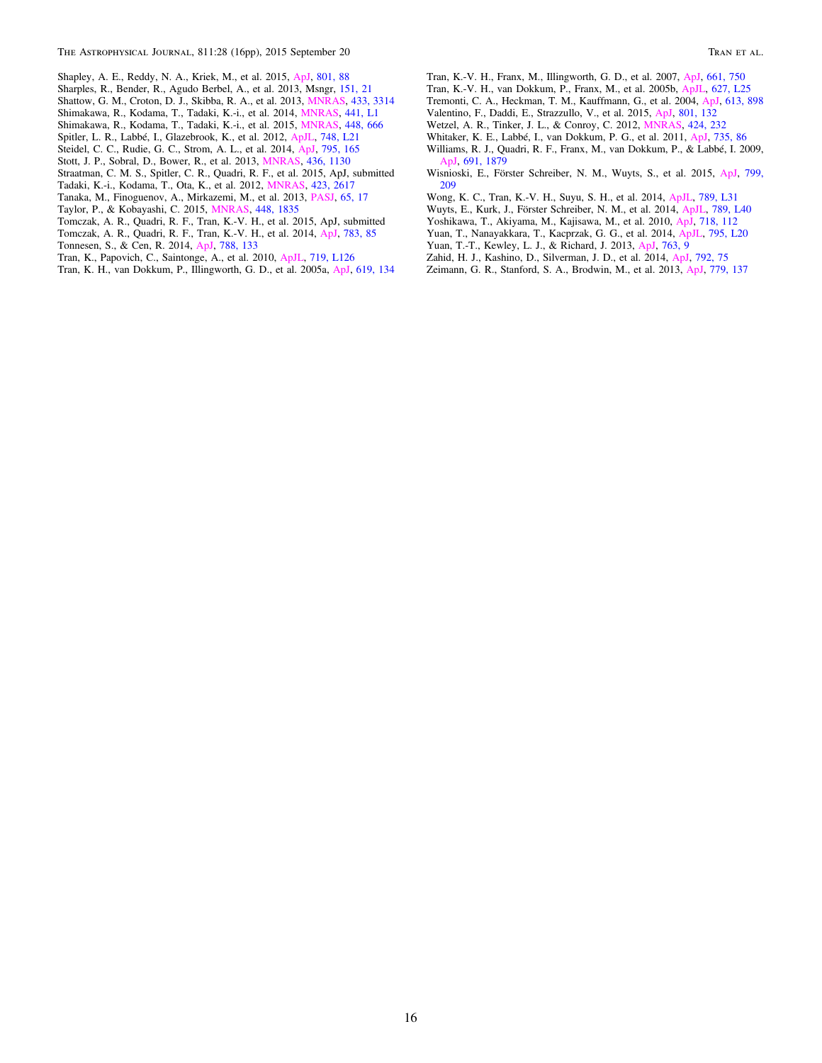Shapley, A. E., Reddy, N. A., Kriek, M., et al. 2015, ApJ, 801, 88
Sharples, R., Bender, R., Agudo Berbel, A., et al. 2013, Msngr, 151, 21
Shattow, G. M., Croton, D. J., Skibba, R. A., et al. 2013, MNRAS, 433, 3314
Shimakawa, R., Kodama, T., Tadaki, K.-i., et al. 2014, MNRAS, 441, L1
Shimakawa, R., Kodama, T., Tadaki, K.-i., et al. 2015, MNRAS, 448, 666
Spitler, L. R., Labbé, I., Glazebrook, K., et al. 2012, ApJL, 748, L21
Steidel, C. C., Rudie, G. C., Strom, A. L., et al. 2014, ApJ, 795, 165
Stott, J. P., Sobral, D., Bower, R., et al. 2013, MNRAS, 436, 1130
Straatman, C. M. S., Spitler, C. R., Quadri, R. F., et al. 2015, ApJ, submitted
Tadaki, K.-i., Kodama, T., Ota, K., et al. 2012, MNRAS, 423, 2617
Tanaka, M., Finoguenov, A., Mirkazemi, M., et al. 2013, PASJ, 65, 17
Taylor, P., & Kobayashi, C. 2015, MNRAS, 448, 1835
Tomczak, A. R., Quadri, R. F., Tran, K.-V. H., et al. 2015, ApJ, submitted
Tomczak, A. R., Quadri, R. F., Tran, K.-V. H., et al. 2014, ApJ, 783, 85
Tonnesen, S., & Cen, R. 2014, ApJ, 788, 133
Tran, K., Papovich, C., Saintonge, A., et al. 2010, ApJL, 719, L126
Tran, K. H., van Dokkum, P., Illingworth, G. D., et al. 2005a, ApJ, 619, 134
Tran, K.-V. H., Franx, M., Illingworth, G. D., et al. 2007, ApJ, 661, 750
Tran, K.-V. H., van Dokkum, P., Franx, M., et al. 2005b, ApJL, 627, L25
Tremonti, C. A., Heckman, T. M., Kauffmann, G., et al. 2004, ApJ, 613, 898
Valentino, F., Daddi, E., Strazzullo, V., et al. 2015, ApJ, 801, 132
Wetzel, A. R., Tinker, J. L., & Conroy, C. 2012, MNRAS, 424, 232
Whitaker, K. E., Labbé, I., van Dokkum, P. G., et al. 2011, ApJ, 735, 86
Williams, R. J., Quadri, R. F., Franx, M., van Dokkum, P., & Labbé, I. 2009, ApJ, 691, 1879
Wisnioski, E., Förster Schreiber, N. M., Wuyts, S., et al. 2015, ApJ, 799, 209
Wong, K. C., Tran, K.-V. H., Suyu, S. H., et al. 2014, ApJL, 789, L31
Wuyts, E., Kurk, J., Förster Schreiber, N. M., et al. 2014, ApJL, 789, L40
Yoshikawa, T., Akiyama, M., Kajisawa, M., et al. 2010, ApJ, 718, 112
Yuan, T., Nanayakkara, T., Kacprzak, G. G., et al. 2014, ApJL, 795, L20
Yuan, T.-T., Kewley, L. J., & Richard, J. 2013, ApJ, 763, 9
Zahid, H. J., Kashino, D., Silverman, J. D., et al. 2014, ApJ, 792, 75
Zeimann, G. R., Stanford, S. A., Brodwin, M., et al. 2013, ApJ, 779, 137